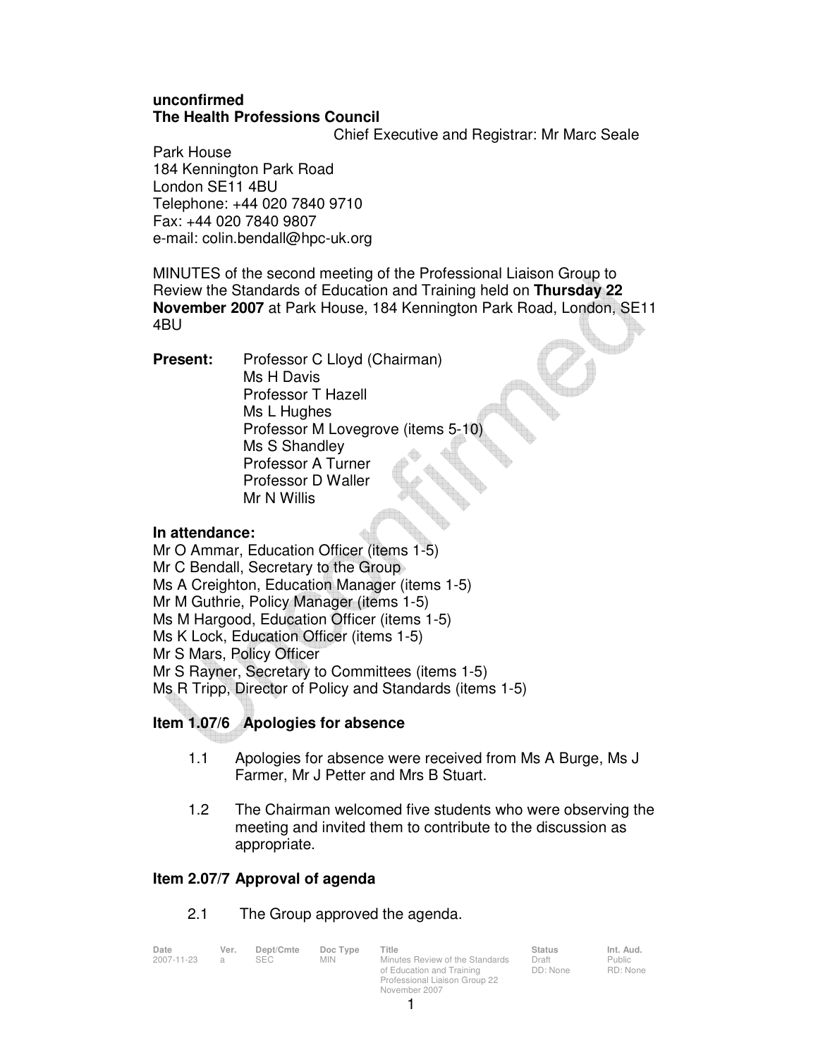**unconfirmed**
**The Health Professions Council**

Chief Executive and Registrar: Mr Marc Seale

Park House
184 Kennington Park Road
London SE11 4BU
Telephone: +44 020 7840 9710
Fax: +44 020 7840 9807
e-mail: colin.bendall@hpc-uk.org

MINUTES of the second meeting of the Professional Liaison Group to Review the Standards of Education and Training held on **Thursday 22 November 2007** at Park House, 184 Kennington Park Road, London, SE11 4BU

**Present:**
Professor C Lloyd (Chairman)
Ms H Davis
Professor T Hazell
Ms L Hughes
Professor M Lovegrove (items 5-10)
Ms S Shandley
Professor A Turner
Professor D Waller
Mr N Willis

**In attendance:**
Mr O Ammar, Education Officer (items 1-5)
Mr C Bendall, Secretary to the Group
Ms A Creighton, Education Manager (items 1-5)
Mr M Guthrie, Policy Manager (items 1-5)
Ms M Hargood, Education Officer (items 1-5)
Ms K Lock, Education Officer (items 1-5)
Mr S Mars, Policy Officer
Mr S Rayner, Secretary to Committees (items 1-5)
Ms R Tripp, Director of Policy and Standards (items 1-5)

### Item 1.07/6 Apologies for absence

1.1 Apologies for absence were received from Ms A Burge, Ms J Farmer, Mr J Petter and Mrs B Stuart.

1.2 The Chairman welcomed five students who were observing the meeting and invited them to contribute to the discussion as appropriate.

### Item 2.07/7 Approval of agenda

2.1 The Group approved the agenda.

| Date | Ver. | Dept/Cmte | Doc Type | Title | Status | Int. Aud. |
|---|---|---|---|---|---|---|
| 2007-11-23 | a | SEC | MIN | Minutes Review of the Standards of Education and Training Professional Liaison Group 22 November 2007 | Draft DD: None | Public RD: None |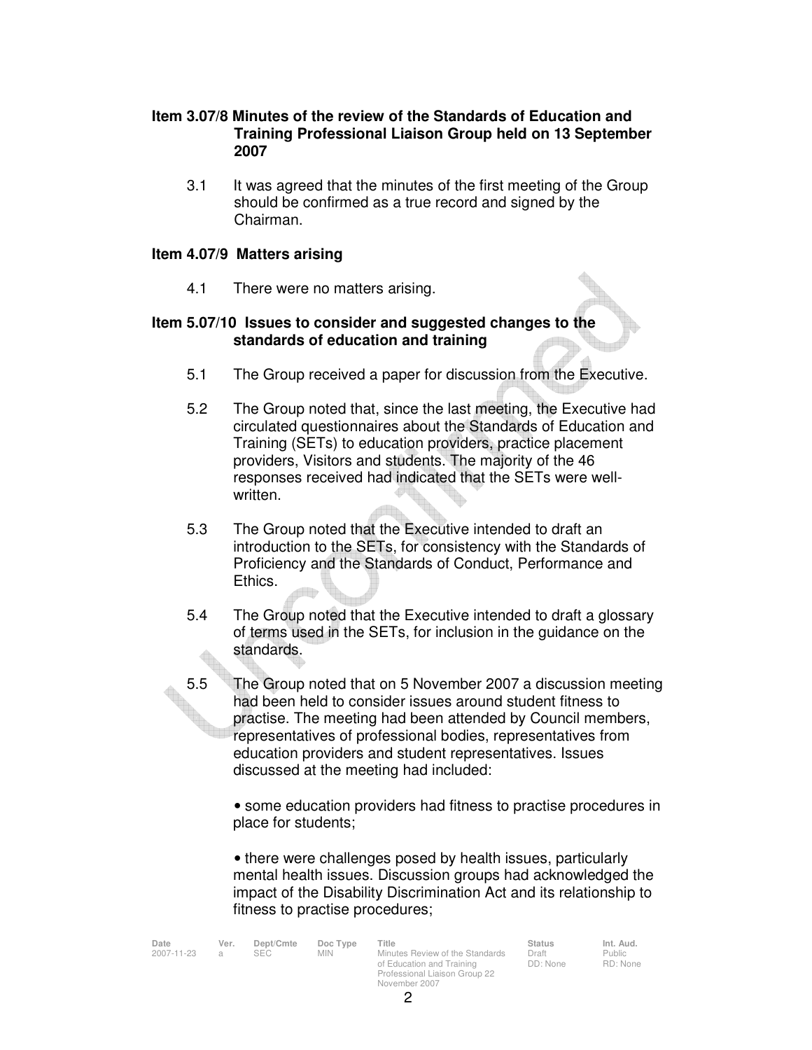## Item 3.07/8 Minutes of the review of the Standards of Education and Training Professional Liaison Group held on 13 September 2007

3.1 It was agreed that the minutes of the first meeting of the Group should be confirmed as a true record and signed by the Chairman.

## Item 4.07/9 Matters arising

4.1 There were no matters arising.

## Item 5.07/10 Issues to consider and suggested changes to the standards of education and training

5.1 The Group received a paper for discussion from the Executive.

5.2 The Group noted that, since the last meeting, the Executive had circulated questionnaires about the Standards of Education and Training (SETs) to education providers, practice placement providers, Visitors and students. The majority of the 46 responses received had indicated that the SETs were well-written.

5.3 The Group noted that the Executive intended to draft an introduction to the SETs, for consistency with the Standards of Proficiency and the Standards of Conduct, Performance and Ethics.

5.4 The Group noted that the Executive intended to draft a glossary of terms used in the SETs, for inclusion in the guidance on the standards.

5.5 The Group noted that on 5 November 2007 a discussion meeting had been held to consider issues around student fitness to practise. The meeting had been attended by Council members, representatives of professional bodies, representatives from education providers and student representatives. Issues discussed at the meeting had included:

- some education providers had fitness to practise procedures in place for students;

- there were challenges posed by health issues, particularly mental health issues. Discussion groups had acknowledged the impact of the Disability Discrimination Act and its relationship to fitness to practise procedures;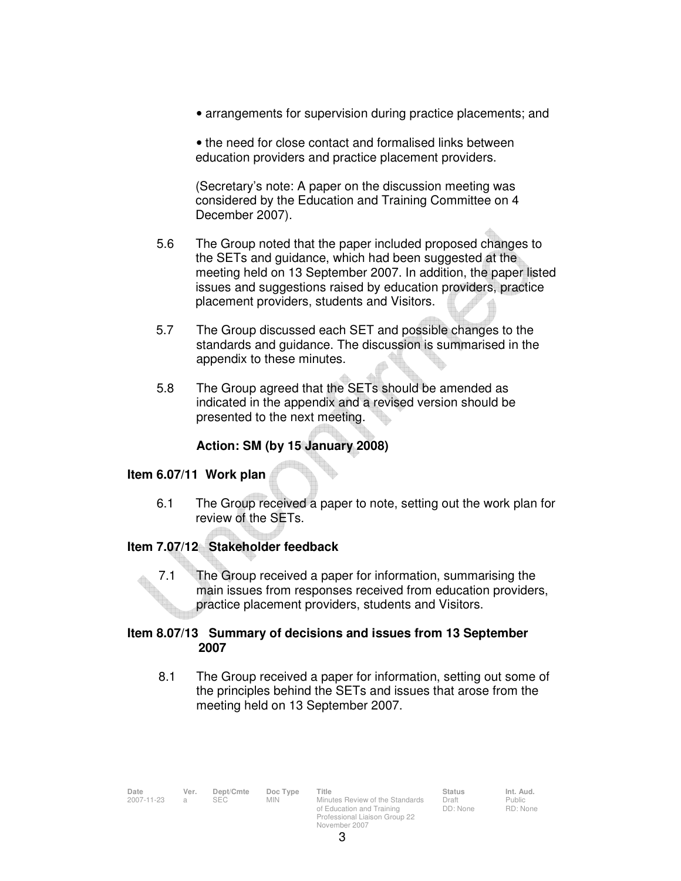- arrangements for supervision during practice placements; and

- the need for close contact and formalised links between education providers and practice placement providers.

(Secretary's note: A paper on the discussion meeting was considered by the Education and Training Committee on 4 December 2007).

5.6 The Group noted that the paper included proposed changes to the SETs and guidance, which had been suggested at the meeting held on 13 September 2007. In addition, the paper listed issues and suggestions raised by education providers, practice placement providers, students and Visitors.

5.7 The Group discussed each SET and possible changes to the standards and guidance. The discussion is summarised in the appendix to these minutes.

5.8 The Group agreed that the SETs should be amended as indicated in the appendix and a revised version should be presented to the next meeting.

**Action: SM (by 15 January 2008)**

**Item 6.07/11 Work plan**

6.1 The Group received a paper to note, setting out the work plan for review of the SETs.

**Item 7.07/12 Stakeholder feedback**

7.1 The Group received a paper for information, summarising the main issues from responses received from education providers, practice placement providers, students and Visitors.

**Item 8.07/13 Summary of decisions and issues from 13 September 2007**

8.1 The Group received a paper for information, setting out some of the principles behind the SETs and issues that arose from the meeting held on 13 September 2007.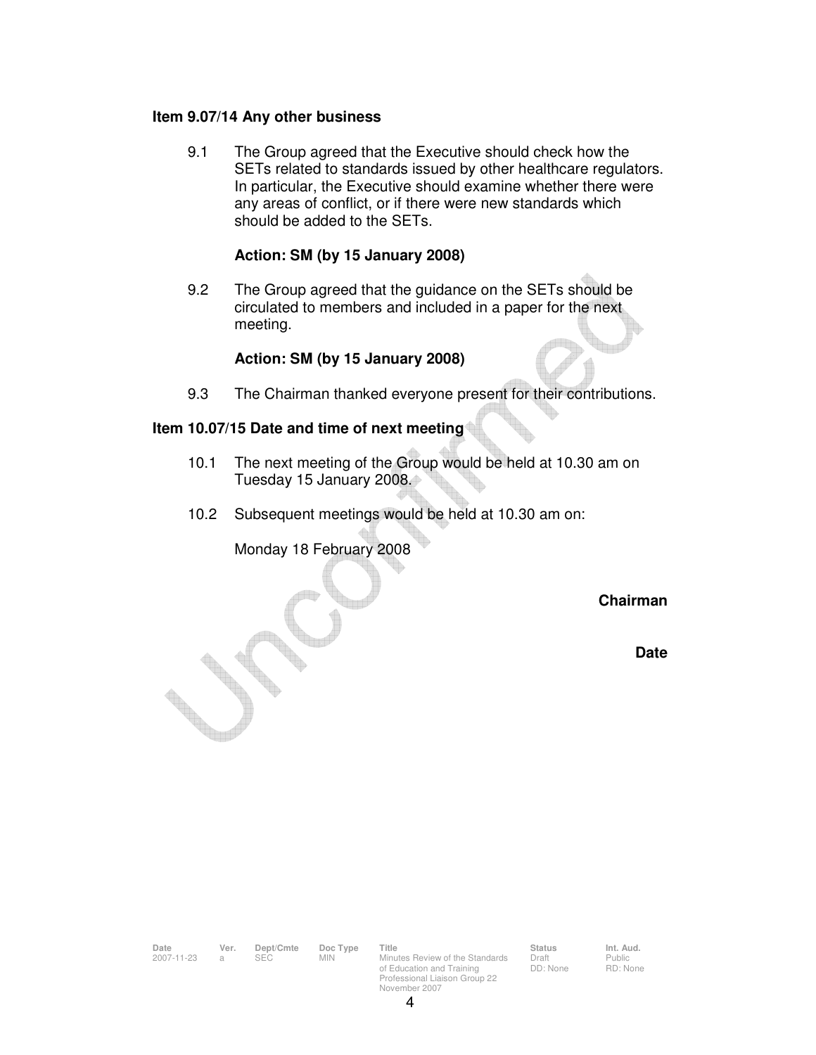**Item 9.07/14 Any other business**

9.1 The Group agreed that the Executive should check how the SETs related to standards issued by other healthcare regulators. In particular, the Executive should examine whether there were any areas of conflict, or if there were new standards which should be added to the SETs.

**Action: SM (by 15 January 2008)**

9.2 The Group agreed that the guidance on the SETs should be circulated to members and included in a paper for the next meeting.

**Action: SM (by 15 January 2008)**

9.3 The Chairman thanked everyone present for their contributions.

**Item 10.07/15 Date and time of next meeting**

10.1 The next meeting of the Group would be held at 10.30 am on Tuesday 15 January 2008.

10.2 Subsequent meetings would be held at 10.30 am on:

Monday 18 February 2008

**Chairman**

**Date**

| Date | Ver. | Dept/Cmte | Doc Type | Title | Status | Int. Aud. |
| --- | --- | --- | --- | --- | --- | --- |
| 2007-11-23 | a | SEC | MIN | Minutes Review of the Standards of Education and Training Professional Liaison Group 22 November 2007 | Draft DD: None | Public RD: None |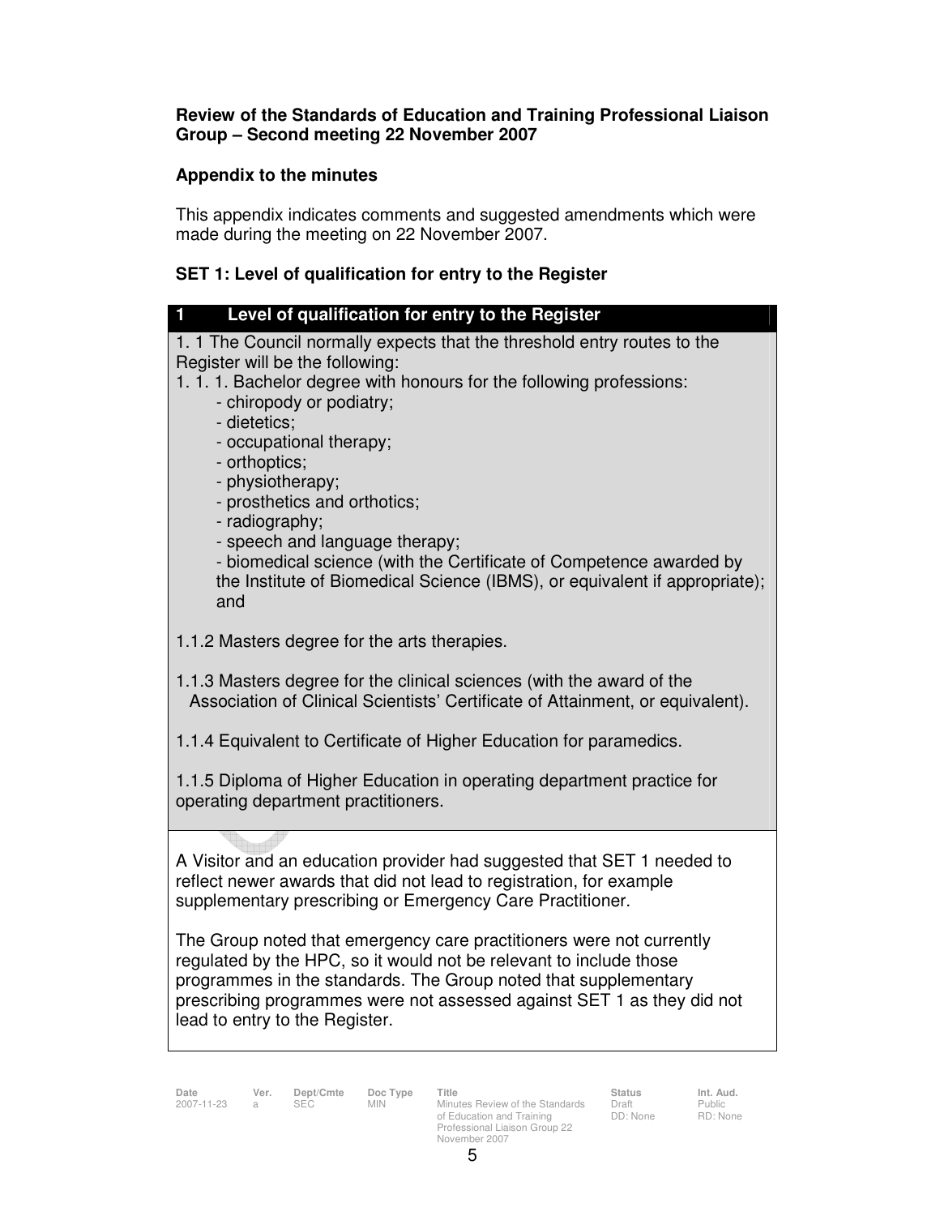**Review of the Standards of Education and Training Professional Liaison Group – Second meeting 22 November 2007**

**Appendix to the minutes**

This appendix indicates comments and suggested amendments which were made during the meeting on 22 November 2007.

**SET 1: Level of qualification for entry to the Register**

**1 Level of qualification for entry to the Register**

1. 1 The Council normally expects that the threshold entry routes to the Register will be the following:

1. 1. 1. Bachelor degree with honours for the following professions:

- chiropody or podiatry;
- dietetics;
- occupational therapy;
- orthoptics;
- physiotherapy;
- prosthetics and orthotics;
- radiography;
- speech and language therapy;
- biomedical science (with the Certificate of Competence awarded by the Institute of Biomedical Science (IBMS), or equivalent if appropriate); and

1.1.2 Masters degree for the arts therapies.

1.1.3 Masters degree for the clinical sciences (with the award of the Association of Clinical Scientists' Certificate of Attainment, or equivalent).

1.1.4 Equivalent to Certificate of Higher Education for paramedics.

1.1.5 Diploma of Higher Education in operating department practice for operating department practitioners.

A Visitor and an education provider had suggested that SET 1 needed to reflect newer awards that did not lead to registration, for example supplementary prescribing or Emergency Care Practitioner.

The Group noted that emergency care practitioners were not currently regulated by the HPC, so it would not be relevant to include those programmes in the standards. The Group noted that supplementary prescribing programmes were not assessed against SET 1 as they did not lead to entry to the Register.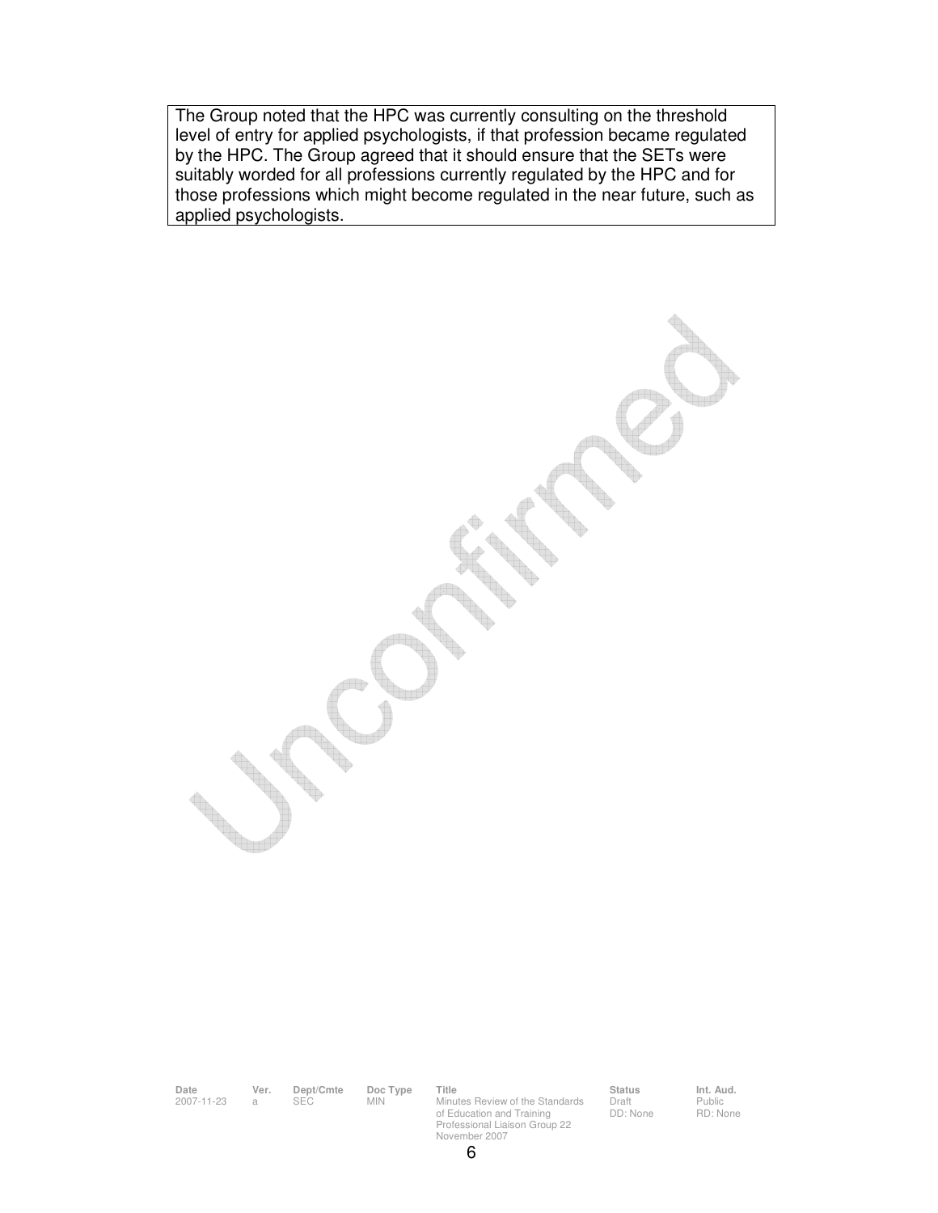The Group noted that the HPC was currently consulting on the threshold level of entry for applied psychologists, if that profession became regulated by the HPC. The Group agreed that it should ensure that the SETs were suitably worded for all professions currently regulated by the HPC and for those professions which might become regulated in the near future, such as applied psychologists.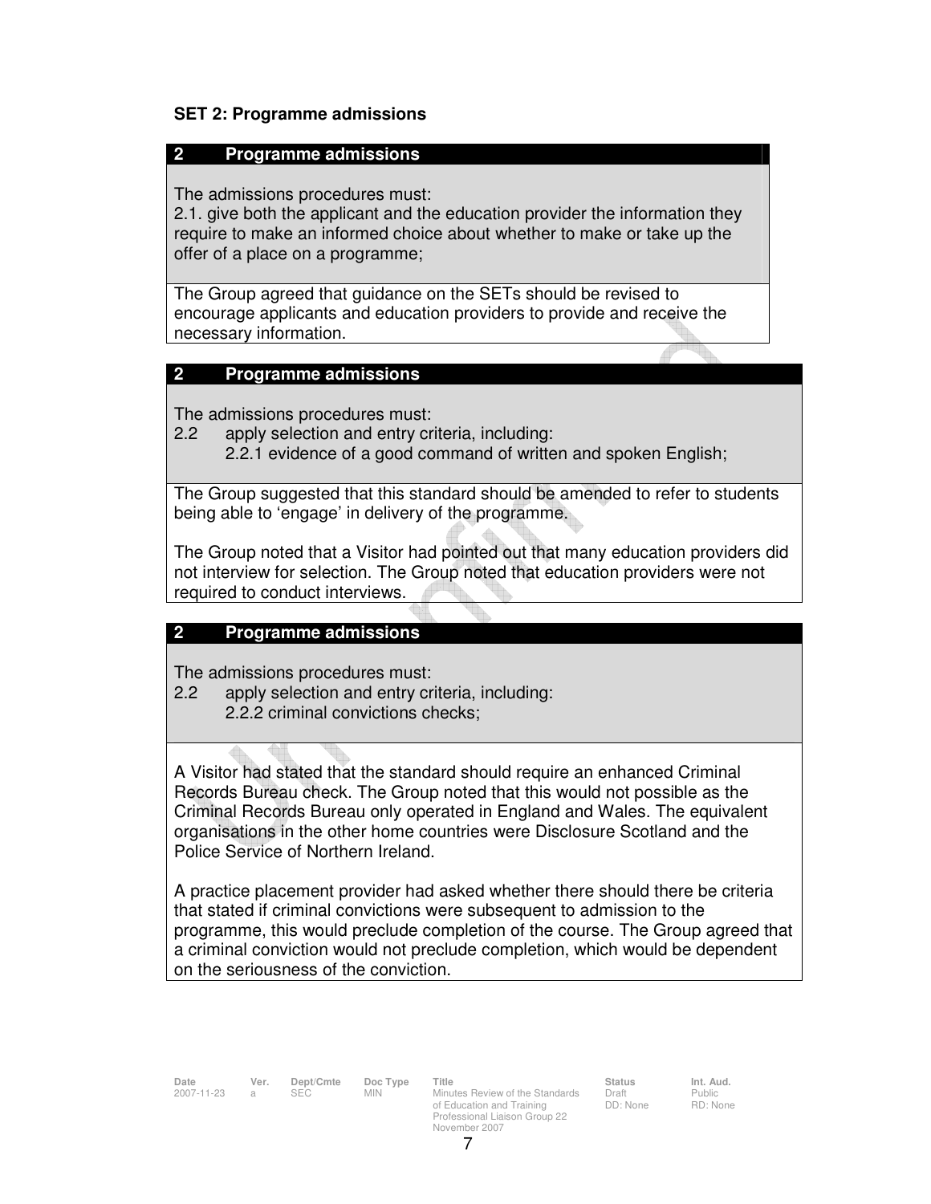**SET 2: Programme admissions**

| **2 Programme admissions** |
|---|
| The admissions procedures must:<br>2.1. give both the applicant and the education provider the information they require to make an informed choice about whether to make or take up the offer of a place on a programme; |
| The Group agreed that guidance on the SETs should be revised to encourage applicants and education providers to provide and receive the necessary information. |

| **2 Programme admissions** |
|---|
| The admissions procedures must:<br>2.2 apply selection and entry criteria, including:<br>2.2.1 evidence of a good command of written and spoken English; |
| The Group suggested that this standard should be amended to refer to students being able to 'engage' in delivery of the programme.<br><br>The Group noted that a Visitor had pointed out that many education providers did not interview for selection. The Group noted that education providers were not required to conduct interviews. |

| **2 Programme admissions** |
|---|
| The admissions procedures must:<br>2.2 apply selection and entry criteria, including:<br>2.2.2 criminal convictions checks; |
| A Visitor had stated that the standard should require an enhanced Criminal Records Bureau check. The Group noted that this would not possible as the Criminal Records Bureau only operated in England and Wales. The equivalent organisations in the other home countries were Disclosure Scotland and the Police Service of Northern Ireland.<br><br>A practice placement provider had asked whether there should there be criteria that stated if criminal convictions were subsequent to admission to the programme, this would preclude completion of the course. The Group agreed that a criminal conviction would not preclude completion, which would be dependent on the seriousness of the conviction. |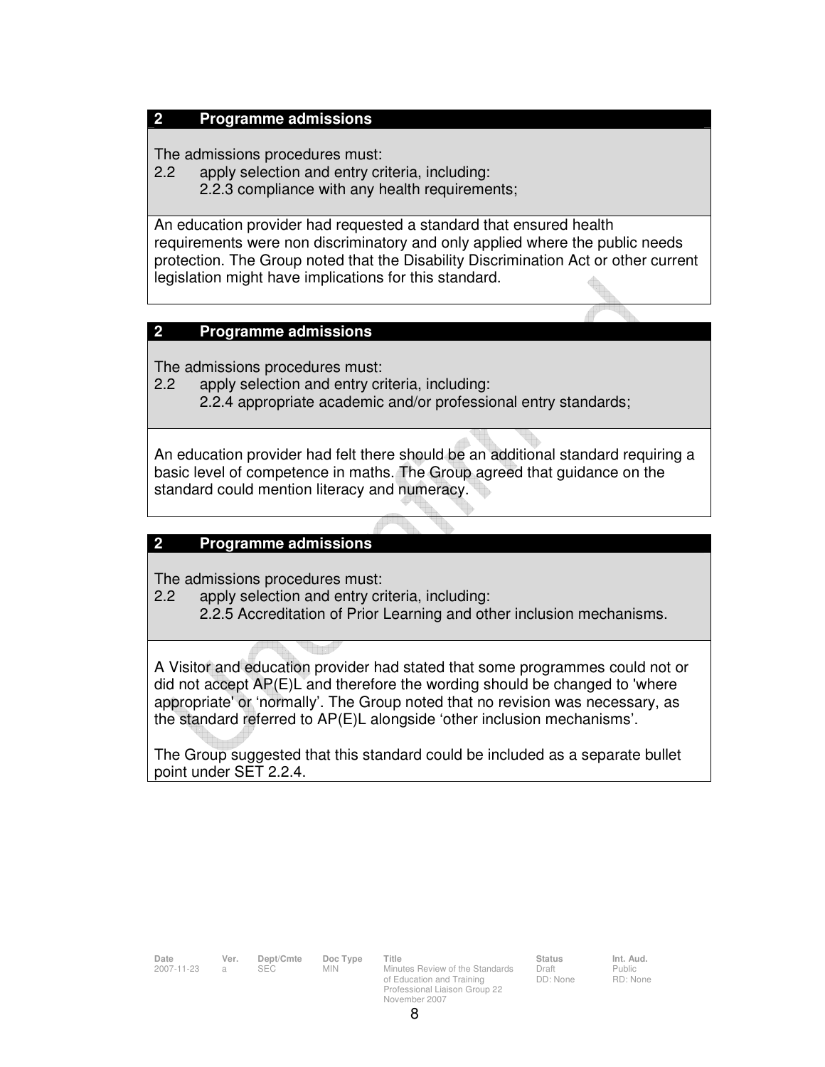## 2 Programme admissions

The admissions procedures must:

2.2 apply selection and entry criteria, including:

2.2.3 compliance with any health requirements;

An education provider had requested a standard that ensured health requirements were non discriminatory and only applied where the public needs protection. The Group noted that the Disability Discrimination Act or other current legislation might have implications for this standard.

## 2 Programme admissions

The admissions procedures must:

2.2 apply selection and entry criteria, including:

2.2.4 appropriate academic and/or professional entry standards;

An education provider had felt there should be an additional standard requiring a basic level of competence in maths. The Group agreed that guidance on the standard could mention literacy and numeracy.

## 2 Programme admissions

The admissions procedures must:

2.2 apply selection and entry criteria, including:

2.2.5 Accreditation of Prior Learning and other inclusion mechanisms.

A Visitor and education provider had stated that some programmes could not or did not accept AP(E)L and therefore the wording should be changed to 'where appropriate' or 'normally'. The Group noted that no revision was necessary, as the standard referred to AP(E)L alongside 'other inclusion mechanisms'.

The Group suggested that this standard could be included as a separate bullet point under SET 2.2.4.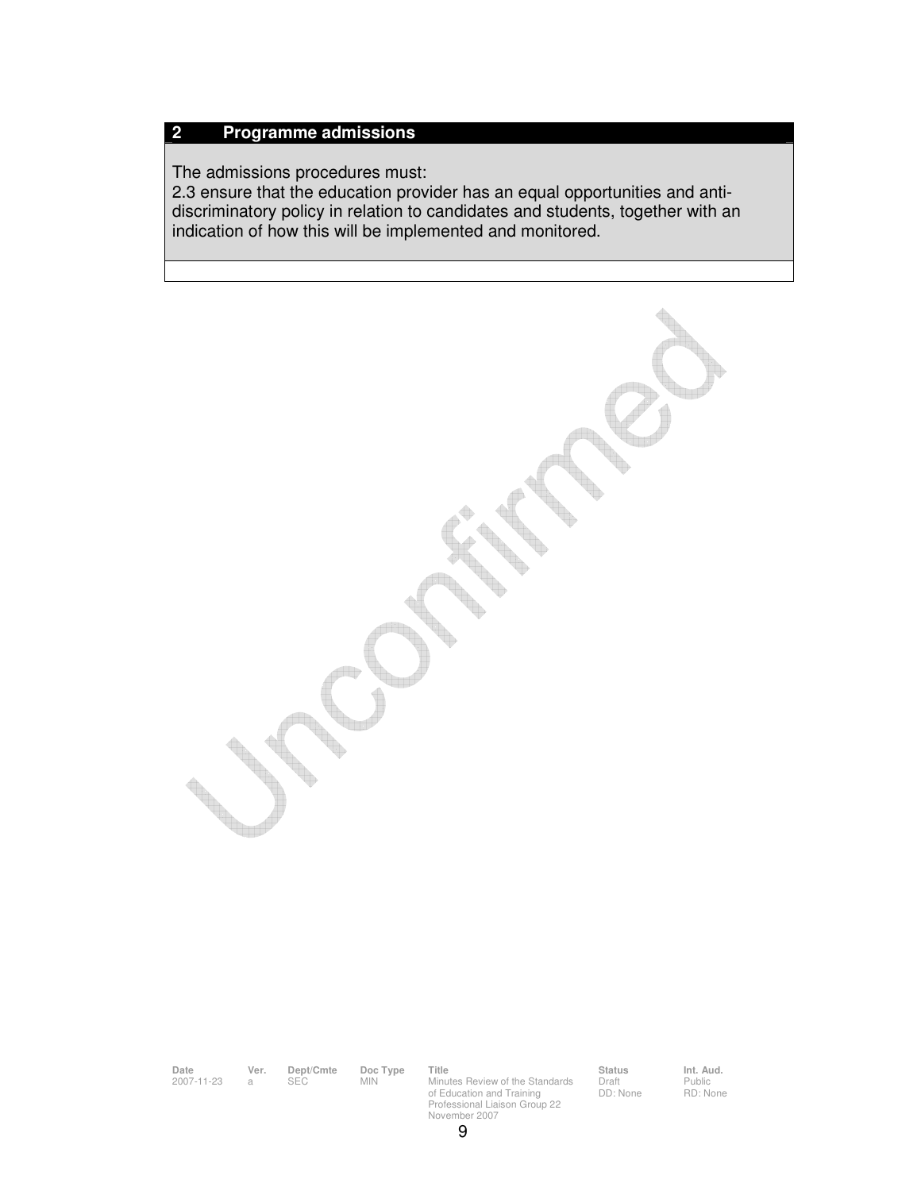## 2 Programme admissions

The admissions procedures must:
2.3 ensure that the education provider has an equal opportunities and anti-discriminatory policy in relation to candidates and students, together with an indication of how this will be implemented and monitored.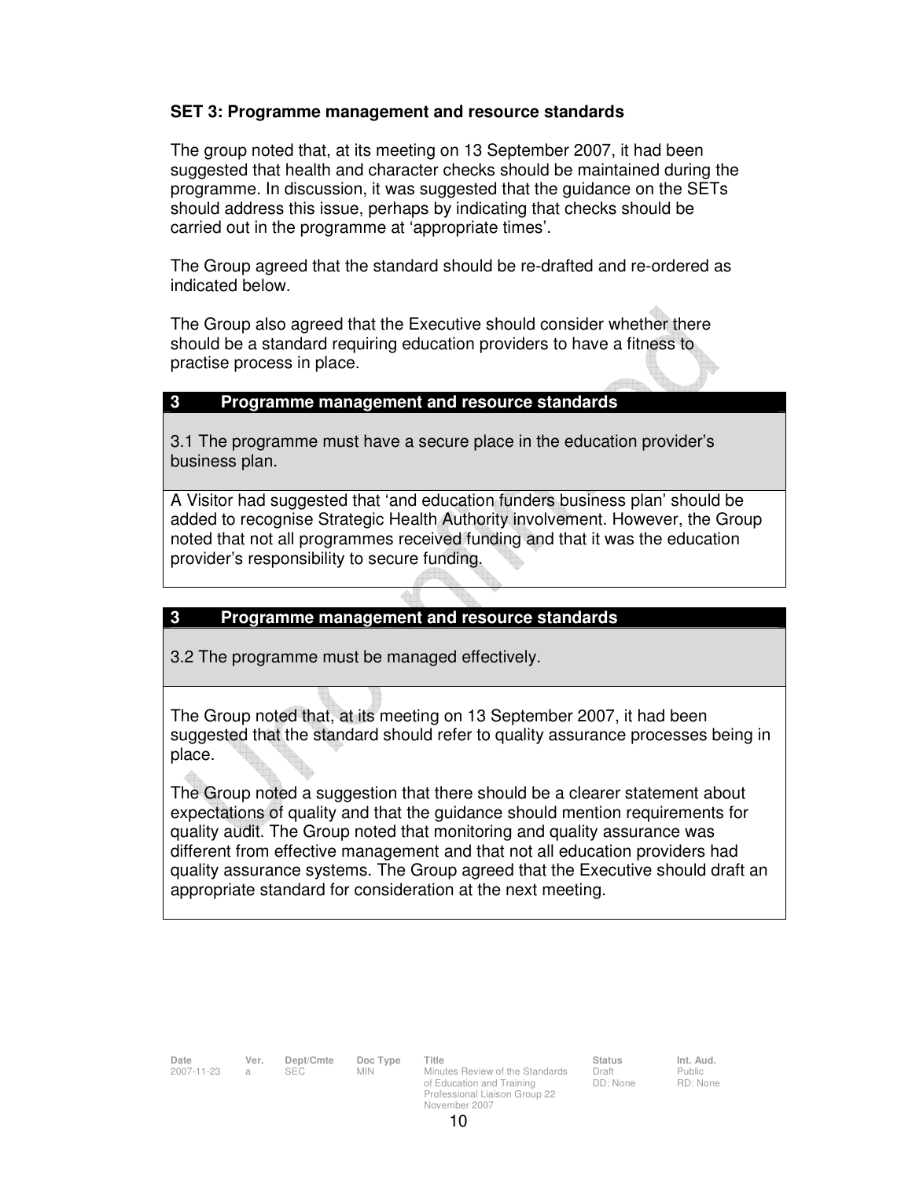**SET 3: Programme management and resource standards**

The group noted that, at its meeting on 13 September 2007, it had been suggested that health and character checks should be maintained during the programme. In discussion, it was suggested that the guidance on the SETs should address this issue, perhaps by indicating that checks should be carried out in the programme at 'appropriate times'.

The Group agreed that the standard should be re-drafted and re-ordered as indicated below.

The Group also agreed that the Executive should consider whether there should be a standard requiring education providers to have a fitness to practise process in place.

| **3 Programme management and resource standards** |
|---|
| 3.1 The programme must have a secure place in the education provider's business plan. |
| A Visitor had suggested that 'and education funders business plan' should be added to recognise Strategic Health Authority involvement. However, the Group noted that not all programmes received funding and that it was the education provider's responsibility to secure funding. |

| **3 Programme management and resource standards** |
|---|
| 3.2 The programme must be managed effectively. |
| The Group noted that, at its meeting on 13 September 2007, it had been suggested that the standard should refer to quality assurance processes being in place.<br><br>The Group noted a suggestion that there should be a clearer statement about expectations of quality and that the guidance should mention requirements for quality audit. The Group noted that monitoring and quality assurance was different from effective management and that not all education providers had quality assurance systems. The Group agreed that the Executive should draft an appropriate standard for consideration at the next meeting. |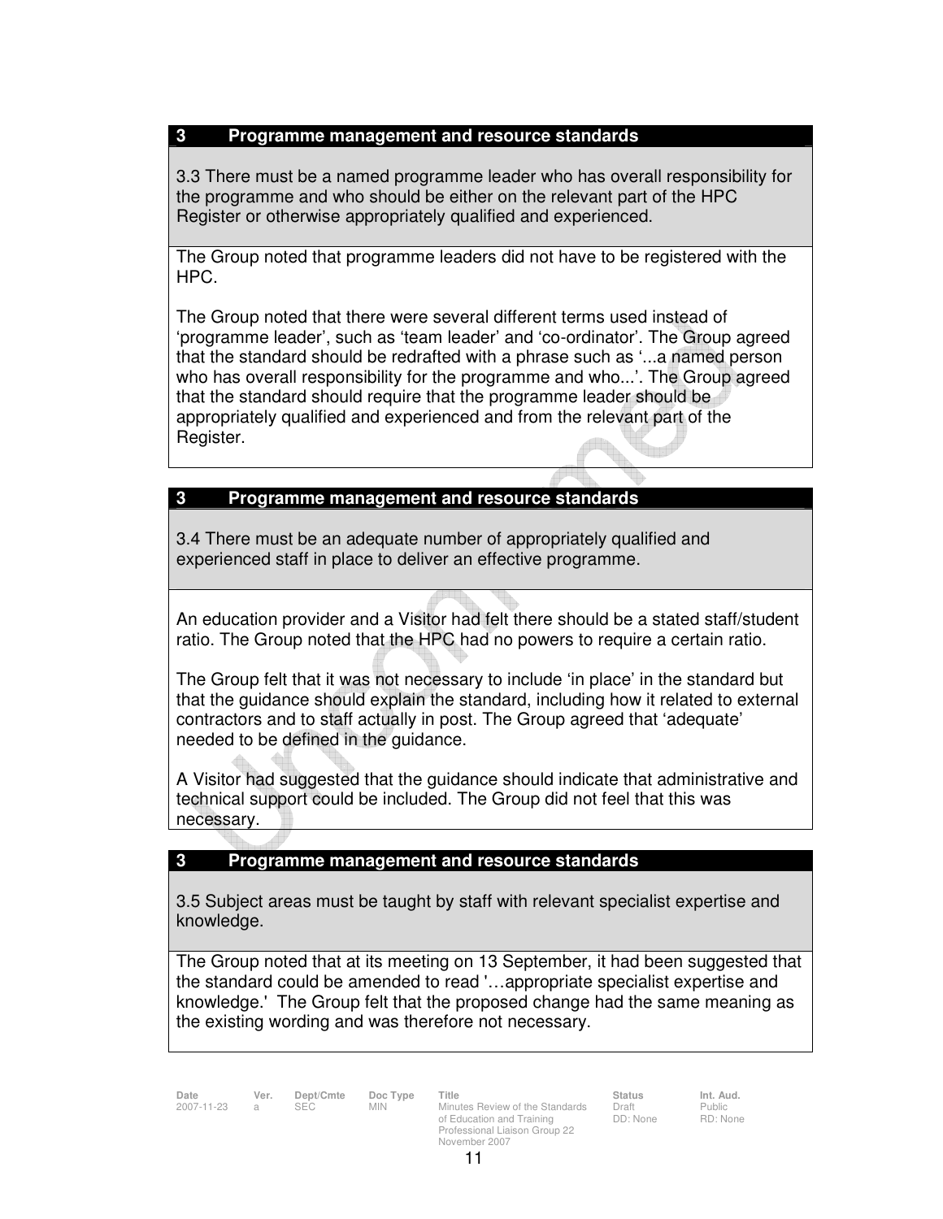## 3 Programme management and resource standards

3.3 There must be a named programme leader who has overall responsibility for the programme and who should be either on the relevant part of the HPC Register or otherwise appropriately qualified and experienced.

The Group noted that programme leaders did not have to be registered with the HPC.

The Group noted that there were several different terms used instead of 'programme leader', such as 'team leader' and 'co-ordinator'. The Group agreed that the standard should be redrafted with a phrase such as '...a named person who has overall responsibility for the programme and who...'. The Group agreed that the standard should require that the programme leader should be appropriately qualified and experienced and from the relevant part of the Register.

## 3 Programme management and resource standards

3.4 There must be an adequate number of appropriately qualified and experienced staff in place to deliver an effective programme.

An education provider and a Visitor had felt there should be a stated staff/student ratio. The Group noted that the HPC had no powers to require a certain ratio.

The Group felt that it was not necessary to include 'in place' in the standard but that the guidance should explain the standard, including how it related to external contractors and to staff actually in post. The Group agreed that 'adequate' needed to be defined in the guidance.

A Visitor had suggested that the guidance should indicate that administrative and technical support could be included. The Group did not feel that this was necessary.

## 3 Programme management and resource standards

3.5 Subject areas must be taught by staff with relevant specialist expertise and knowledge.

The Group noted that at its meeting on 13 September, it had been suggested that the standard could be amended to read '…appropriate specialist expertise and knowledge.' The Group felt that the proposed change had the same meaning as the existing wording and was therefore not necessary.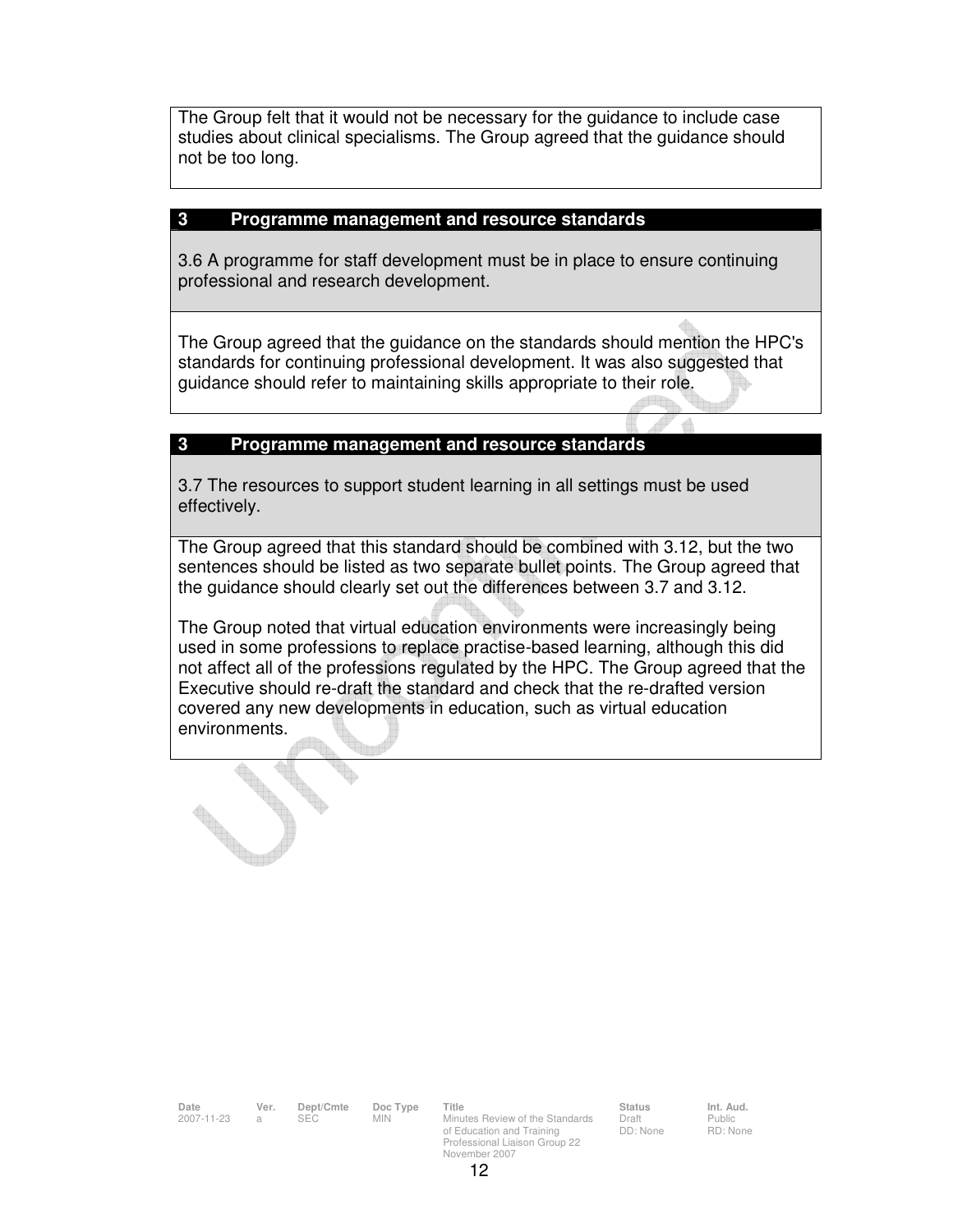The Group felt that it would not be necessary for the guidance to include case studies about clinical specialisms. The Group agreed that the guidance should not be too long.

| 3 Programme management and resource standards |
| --- |
| 3.6 A programme for staff development must be in place to ensure continuing professional and research development. |
| The Group agreed that the guidance on the standards should mention the HPC's standards for continuing professional development. It was also suggested that guidance should refer to maintaining skills appropriate to their role. |

| 3 Programme management and resource standards |
| --- |
| 3.7 The resources to support student learning in all settings must be used effectively. |
| The Group agreed that this standard should be combined with 3.12, but the two sentences should be listed as two separate bullet points. The Group agreed that the guidance should clearly set out the differences between 3.7 and 3.12.<br><br>The Group noted that virtual education environments were increasingly being used in some professions to replace practise-based learning, although this did not affect all of the professions regulated by the HPC. The Group agreed that the Executive should re-draft the standard and check that the re-drafted version covered any new developments in education, such as virtual education environments. |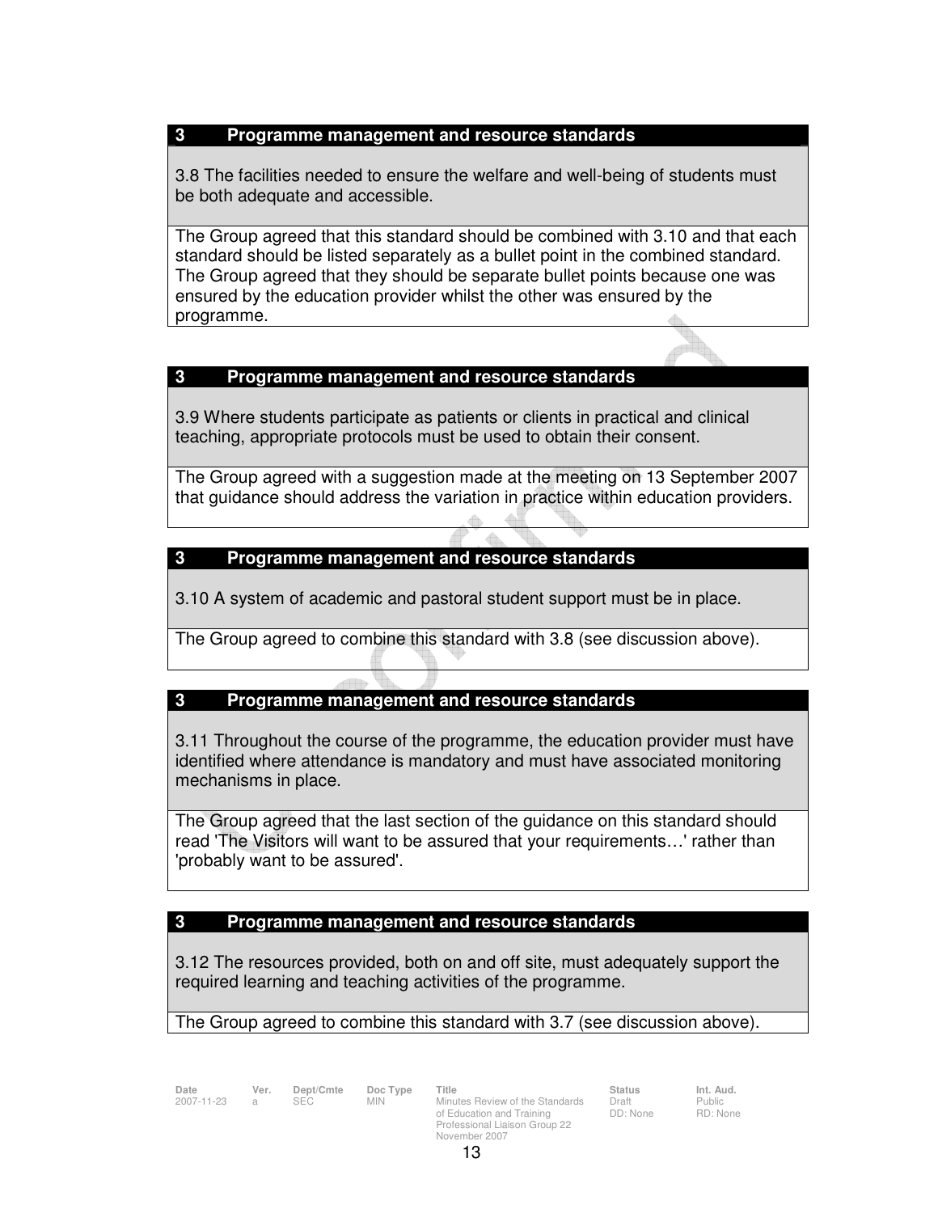| 3 Programme management and resource standards |
|---|
| 3.8 The facilities needed to ensure the welfare and well-being of students must be both adequate and accessible. |
| The Group agreed that this standard should be combined with 3.10 and that each standard should be listed separately as a bullet point in the combined standard. The Group agreed that they should be separate bullet points because one was ensured by the education provider whilst the other was ensured by the programme. |

| 3 Programme management and resource standards |
|---|
| 3.9 Where students participate as patients or clients in practical and clinical teaching, appropriate protocols must be used to obtain their consent. |
| The Group agreed with a suggestion made at the meeting on 13 September 2007 that guidance should address the variation in practice within education providers. |

| 3 Programme management and resource standards |
|---|
| 3.10 A system of academic and pastoral student support must be in place. |
| The Group agreed to combine this standard with 3.8 (see discussion above). |

| 3 Programme management and resource standards |
|---|
| 3.11 Throughout the course of the programme, the education provider must have identified where attendance is mandatory and must have associated monitoring mechanisms in place. |
| The Group agreed that the last section of the guidance on this standard should read 'The Visitors will want to be assured that your requirements…' rather than 'probably want to be assured'. |

| 3 Programme management and resource standards |
|---|
| 3.12 The resources provided, both on and off site, must adequately support the required learning and teaching activities of the programme. |
| The Group agreed to combine this standard with 3.7 (see discussion above). |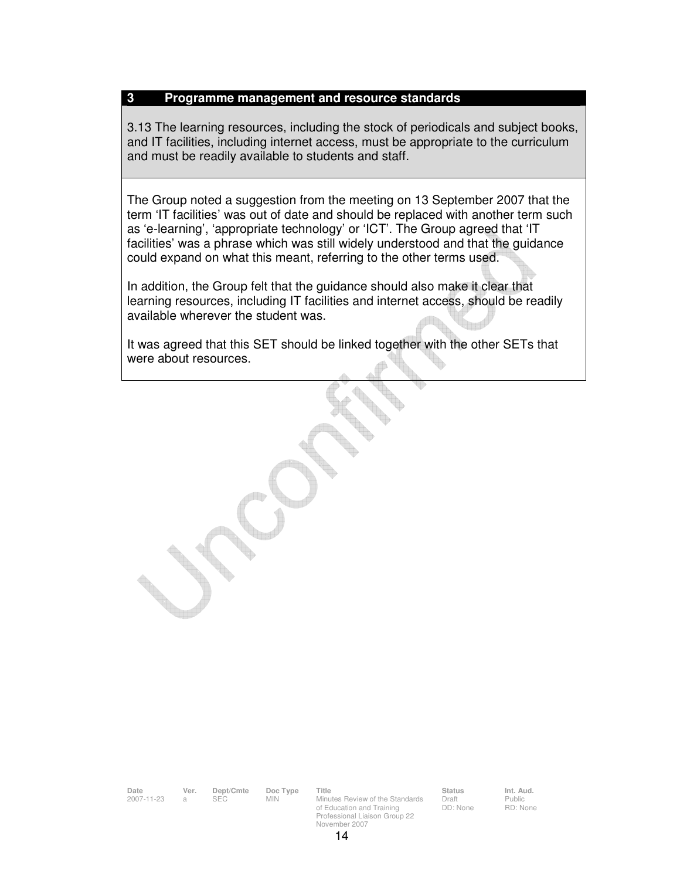## 3 Programme management and resource standards

3.13 The learning resources, including the stock of periodicals and subject books, and IT facilities, including internet access, must be appropriate to the curriculum and must be readily available to students and staff.

The Group noted a suggestion from the meeting on 13 September 2007 that the term 'IT facilities' was out of date and should be replaced with another term such as 'e-learning', 'appropriate technology' or 'ICT'. The Group agreed that 'IT facilities' was a phrase which was still widely understood and that the guidance could expand on what this meant, referring to the other terms used.

In addition, the Group felt that the guidance should also make it clear that learning resources, including IT facilities and internet access, should be readily available wherever the student was.

It was agreed that this SET should be linked together with the other SETs that were about resources.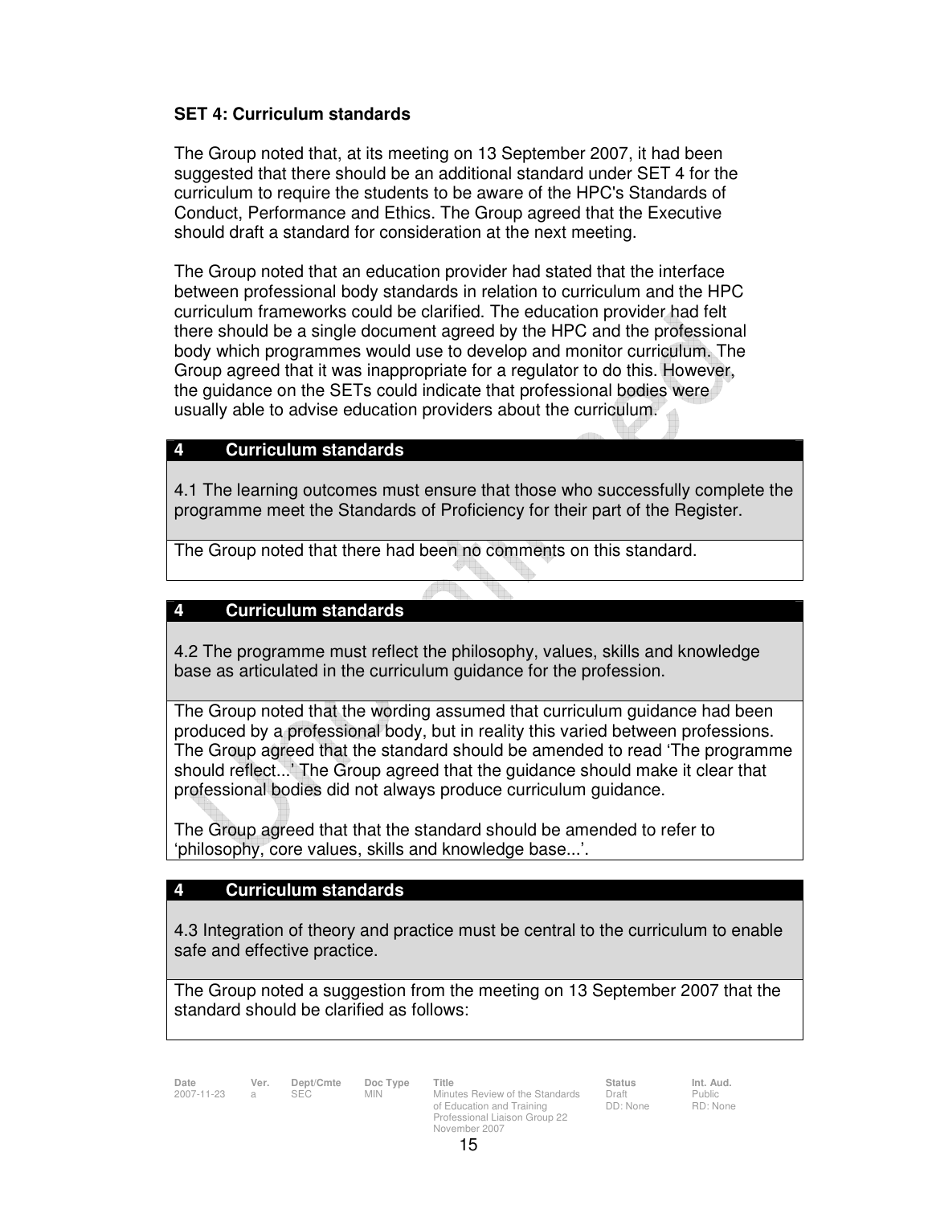**SET 4: Curriculum standards**

The Group noted that, at its meeting on 13 September 2007, it had been suggested that there should be an additional standard under SET 4 for the curriculum to require the students to be aware of the HPC's Standards of Conduct, Performance and Ethics. The Group agreed that the Executive should draft a standard for consideration at the next meeting.

The Group noted that an education provider had stated that the interface between professional body standards in relation to curriculum and the HPC curriculum frameworks could be clarified. The education provider had felt there should be a single document agreed by the HPC and the professional body which programmes would use to develop and monitor curriculum. The Group agreed that it was inappropriate for a regulator to do this. However, the guidance on the SETs could indicate that professional bodies were usually able to advise education providers about the curriculum.

| **4 Curriculum standards** |
|---|
| 4.1 The learning outcomes must ensure that those who successfully complete the programme meet the Standards of Proficiency for their part of the Register. |
| The Group noted that there had been no comments on this standard. |

| **4 Curriculum standards** |
|---|
| 4.2 The programme must reflect the philosophy, values, skills and knowledge base as articulated in the curriculum guidance for the profession. |
| The Group noted that the wording assumed that curriculum guidance had been produced by a professional body, but in reality this varied between professions. The Group agreed that the standard should be amended to read 'The programme should reflect…' The Group agreed that the guidance should make it clear that professional bodies did not always produce curriculum guidance.<br><br>The Group agreed that that the standard should be amended to refer to 'philosophy, core values, skills and knowledge base…'. |

| **4 Curriculum standards** |
|---|
| 4.3 Integration of theory and practice must be central to the curriculum to enable safe and effective practice. |
| The Group noted a suggestion from the meeting on 13 September 2007 that the standard should be clarified as follows: |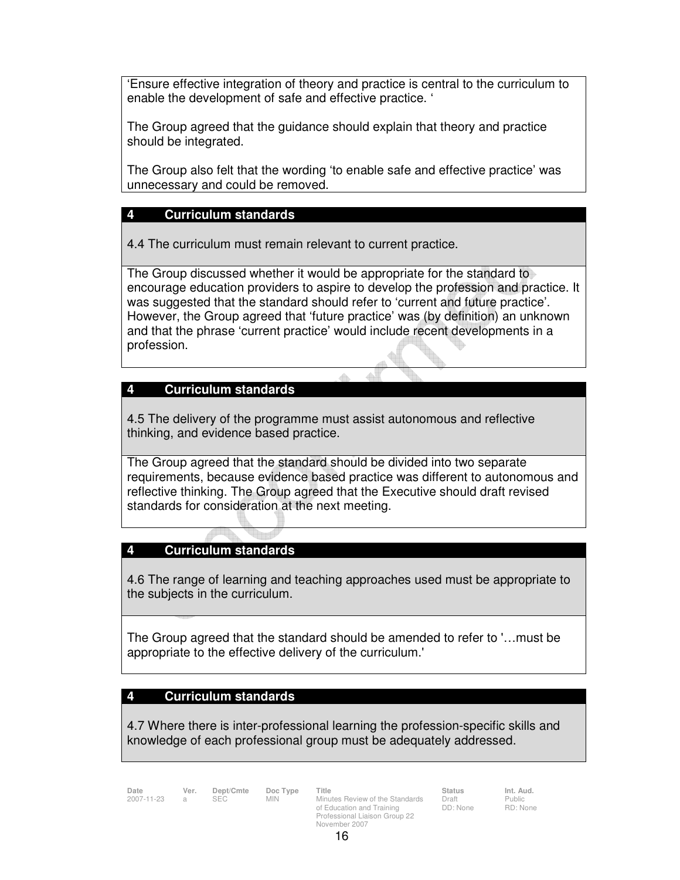'Ensure effective integration of theory and practice is central to the curriculum to enable the development of safe and effective practice. '

The Group agreed that the guidance should explain that theory and practice should be integrated.

The Group also felt that the wording 'to enable safe and effective practice' was unnecessary and could be removed.

**4 Curriculum standards**

4.4 The curriculum must remain relevant to current practice.

The Group discussed whether it would be appropriate for the standard to encourage education providers to aspire to develop the profession and practice. It was suggested that the standard should refer to 'current and future practice'. However, the Group agreed that 'future practice' was (by definition) an unknown and that the phrase 'current practice' would include recent developments in a profession.

**4 Curriculum standards**

4.5 The delivery of the programme must assist autonomous and reflective thinking, and evidence based practice.

The Group agreed that the standard should be divided into two separate requirements, because evidence based practice was different to autonomous and reflective thinking. The Group agreed that the Executive should draft revised standards for consideration at the next meeting.

**4 Curriculum standards**

4.6 The range of learning and teaching approaches used must be appropriate to the subjects in the curriculum.

The Group agreed that the standard should be amended to refer to '…must be appropriate to the effective delivery of the curriculum.'

**4 Curriculum standards**

4.7 Where there is inter-professional learning the profession-specific skills and knowledge of each professional group must be adequately addressed.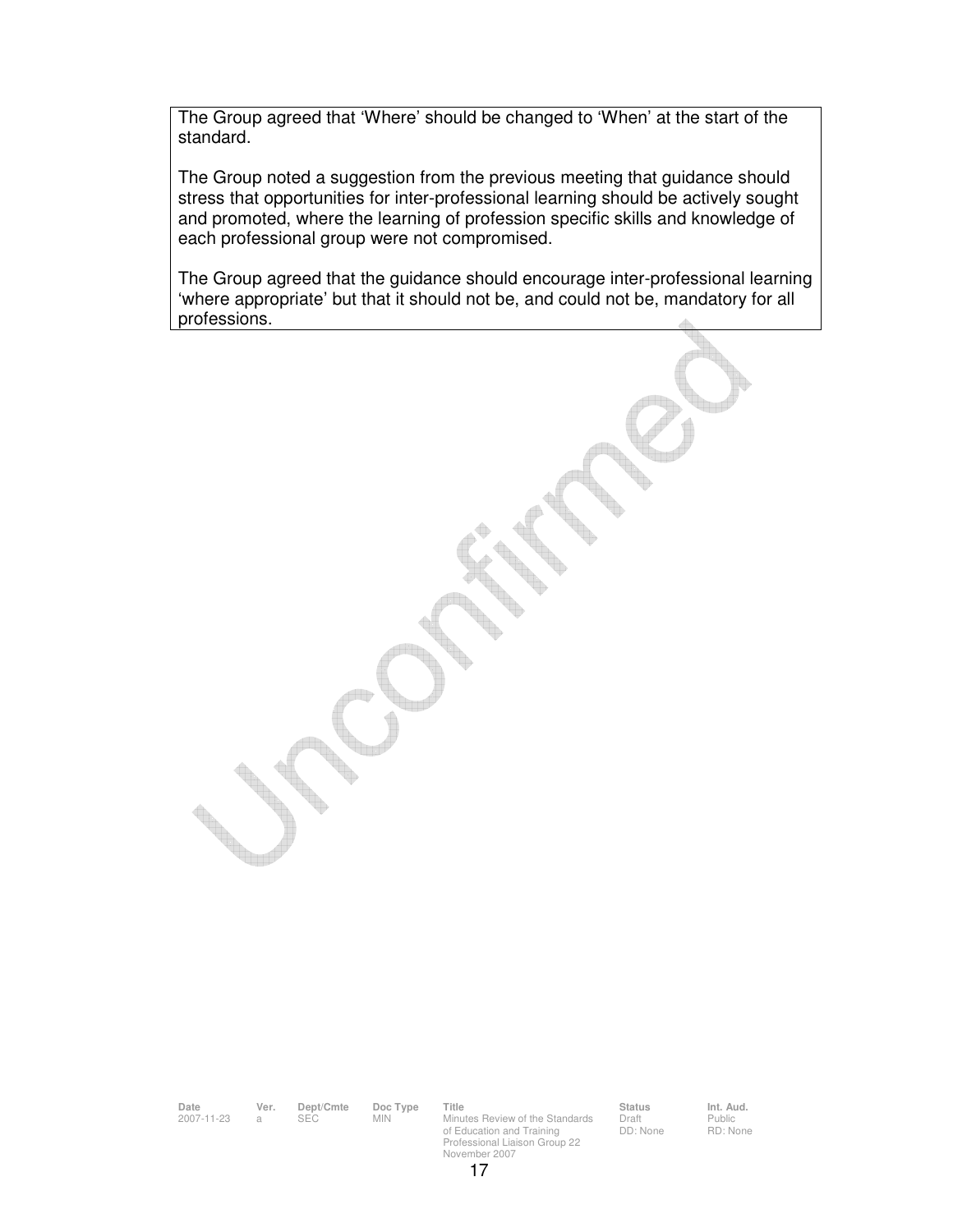The Group agreed that 'Where' should be changed to 'When' at the start of the standard.

The Group noted a suggestion from the previous meeting that guidance should stress that opportunities for inter-professional learning should be actively sought and promoted, where the learning of profession specific skills and knowledge of each professional group were not compromised.

The Group agreed that the guidance should encourage inter-professional learning 'where appropriate' but that it should not be, and could not be, mandatory for all professions.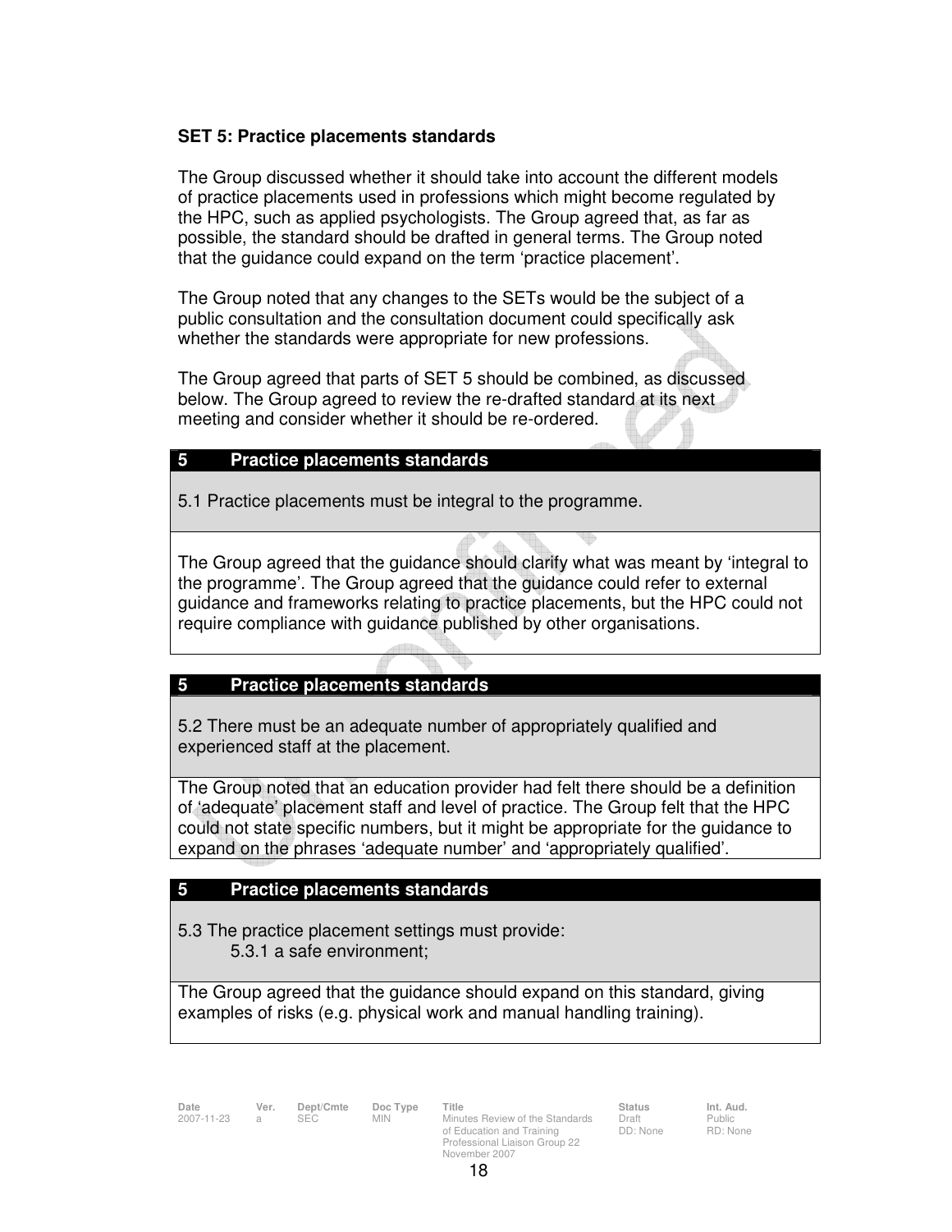**SET 5: Practice placements standards**

The Group discussed whether it should take into account the different models of practice placements used in professions which might become regulated by the HPC, such as applied psychologists. The Group agreed that, as far as possible, the standard should be drafted in general terms. The Group noted that the guidance could expand on the term 'practice placement'.

The Group noted that any changes to the SETs would be the subject of a public consultation and the consultation document could specifically ask whether the standards were appropriate for new professions.

The Group agreed that parts of SET 5 should be combined, as discussed below. The Group agreed to review the re-drafted standard at its next meeting and consider whether it should be re-ordered.

| 5 Practice placements standards |
|---|
| 5.1 Practice placements must be integral to the programme. |
| The Group agreed that the guidance should clarify what was meant by 'integral to the programme'. The Group agreed that the guidance could refer to external guidance and frameworks relating to practice placements, but the HPC could not require compliance with guidance published by other organisations. |

| 5 Practice placements standards |
|---|
| 5.2 There must be an adequate number of appropriately qualified and experienced staff at the placement. |
| The Group noted that an education provider had felt there should be a definition of 'adequate' placement staff and level of practice. The Group felt that the HPC could not state specific numbers, but it might be appropriate for the guidance to expand on the phrases 'adequate number' and 'appropriately qualified'. |

| 5 Practice placements standards |
|---|
| 5.3 The practice placement settings must provide:<br>5.3.1 a safe environment; |
| The Group agreed that the guidance should expand on this standard, giving examples of risks (e.g. physical work and manual handling training). |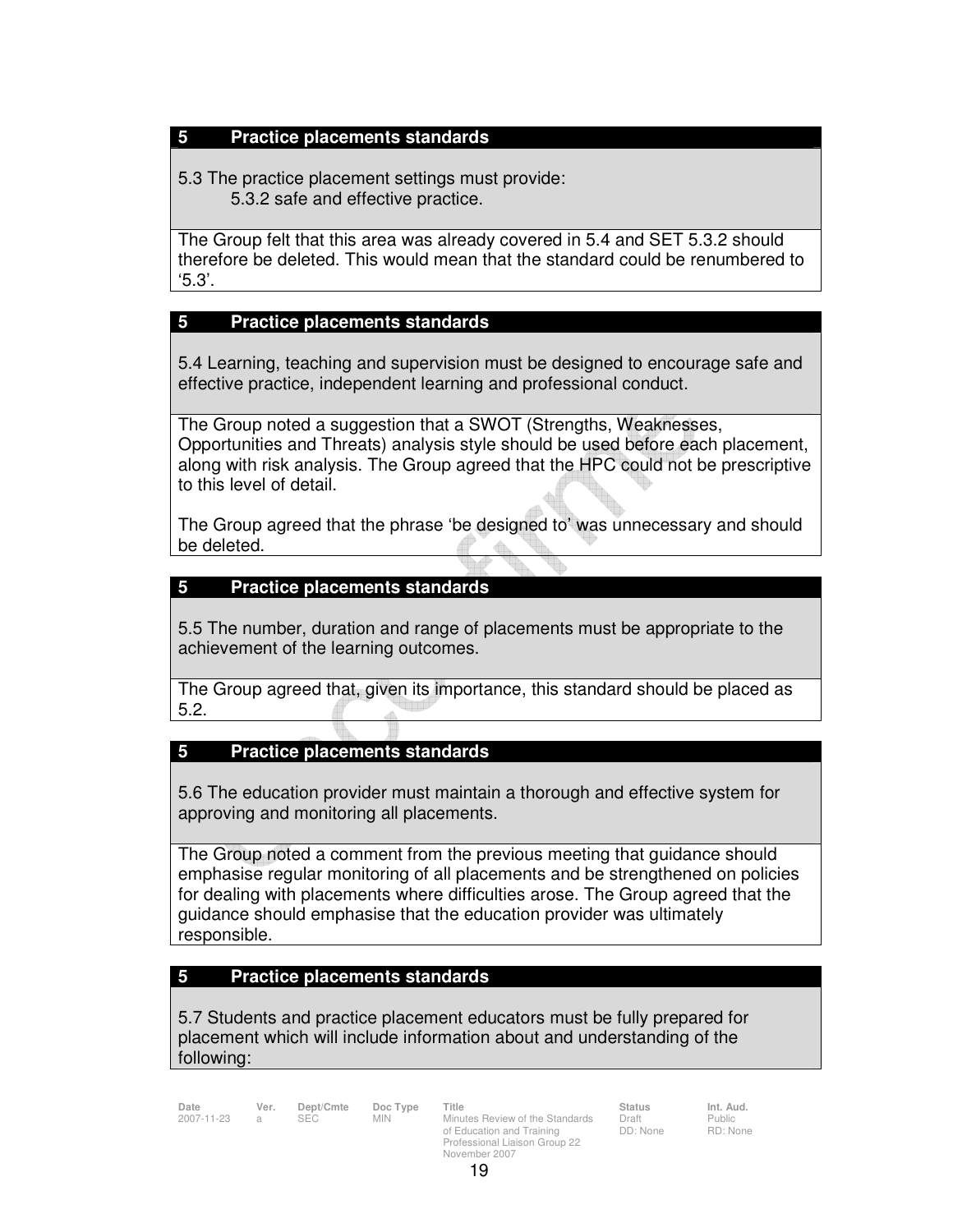**5 Practice placements standards**

5.3 The practice placement settings must provide:

5.3.2 safe and effective practice.

The Group felt that this area was already covered in 5.4 and SET 5.3.2 should therefore be deleted. This would mean that the standard could be renumbered to '5.3'.

**5 Practice placements standards**

5.4 Learning, teaching and supervision must be designed to encourage safe and effective practice, independent learning and professional conduct.

The Group noted a suggestion that a SWOT (Strengths, Weaknesses, Opportunities and Threats) analysis style should be used before each placement, along with risk analysis. The Group agreed that the HPC could not be prescriptive to this level of detail.

The Group agreed that the phrase 'be designed to' was unnecessary and should be deleted.

**5 Practice placements standards**

5.5 The number, duration and range of placements must be appropriate to the achievement of the learning outcomes.

The Group agreed that, given its importance, this standard should be placed as 5.2.

**5 Practice placements standards**

5.6 The education provider must maintain a thorough and effective system for approving and monitoring all placements.

The Group noted a comment from the previous meeting that guidance should emphasise regular monitoring of all placements and be strengthened on policies for dealing with placements where difficulties arose. The Group agreed that the guidance should emphasise that the education provider was ultimately responsible.

**5 Practice placements standards**

5.7 Students and practice placement educators must be fully prepared for placement which will include information about and understanding of the following: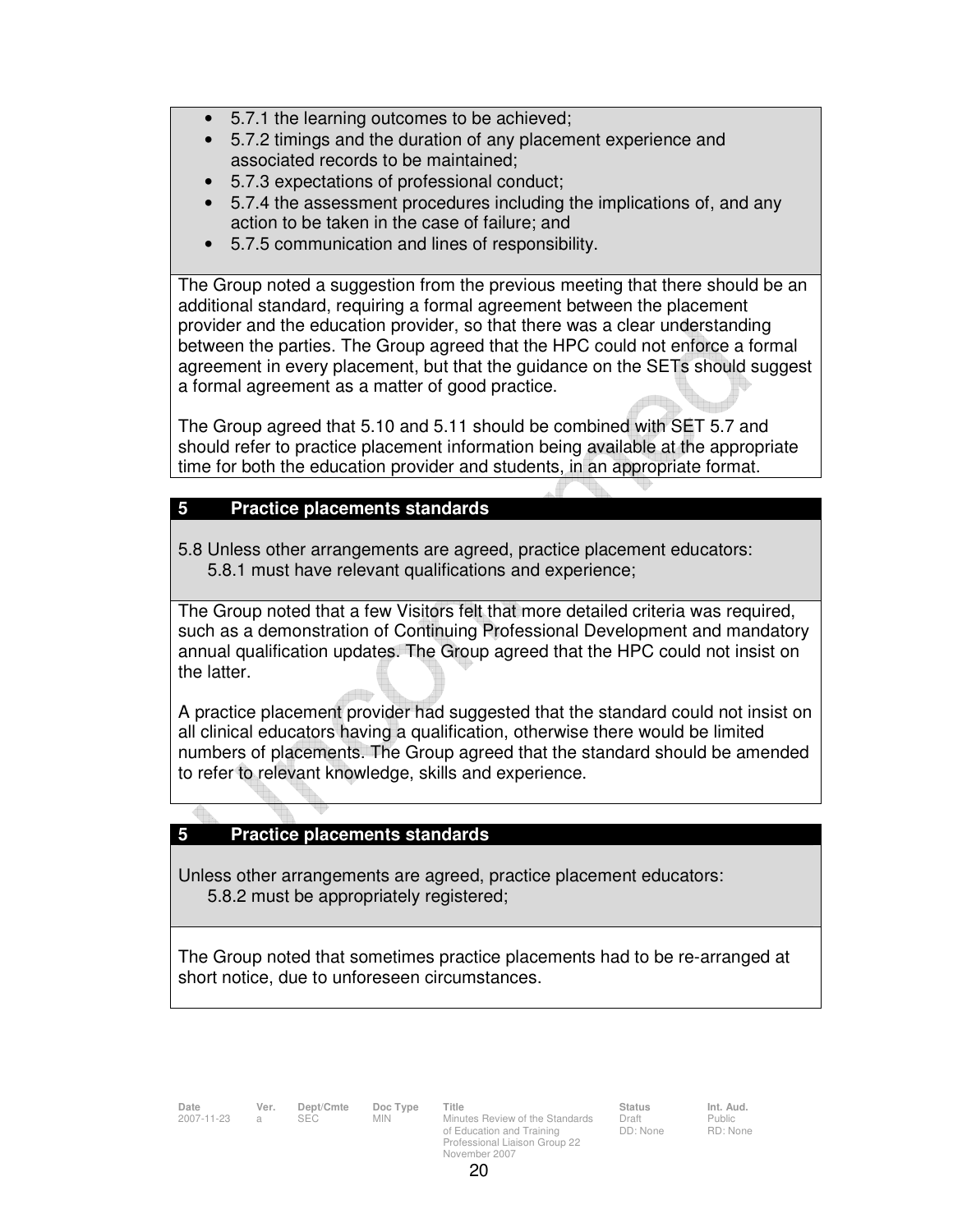- 5.7.1 the learning outcomes to be achieved;
- 5.7.2 timings and the duration of any placement experience and associated records to be maintained;
- 5.7.3 expectations of professional conduct;
- 5.7.4 the assessment procedures including the implications of, and any action to be taken in the case of failure; and
- 5.7.5 communication and lines of responsibility.

The Group noted a suggestion from the previous meeting that there should be an additional standard, requiring a formal agreement between the placement provider and the education provider, so that there was a clear understanding between the parties. The Group agreed that the HPC could not enforce a formal agreement in every placement, but that the guidance on the SETs should suggest a formal agreement as a matter of good practice.

The Group agreed that 5.10 and 5.11 should be combined with SET 5.7 and should refer to practice placement information being available at the appropriate time for both the education provider and students, in an appropriate format.

## 5 Practice placements standards

5.8 Unless other arrangements are agreed, practice placement educators:
   5.8.1 must have relevant qualifications and experience;

The Group noted that a few Visitors felt that more detailed criteria was required, such as a demonstration of Continuing Professional Development and mandatory annual qualification updates. The Group agreed that the HPC could not insist on the latter.

A practice placement provider had suggested that the standard could not insist on all clinical educators having a qualification, otherwise there would be limited numbers of placements. The Group agreed that the standard should be amended to refer to relevant knowledge, skills and experience.

## 5 Practice placements standards

Unless other arrangements are agreed, practice placement educators:
   5.8.2 must be appropriately registered;

The Group noted that sometimes practice placements had to be re-arranged at short notice, due to unforeseen circumstances.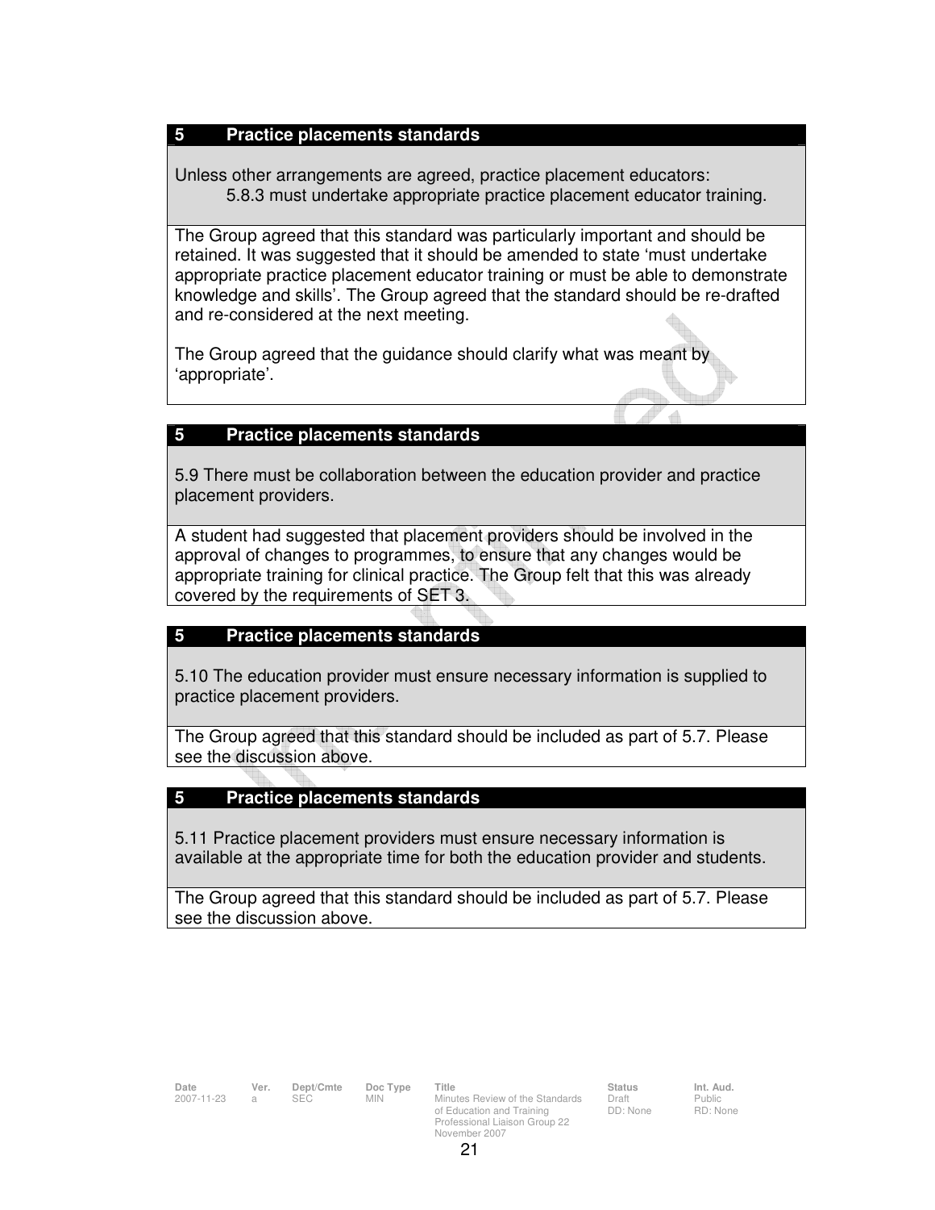## 5 Practice placements standards

Unless other arrangements are agreed, practice placement educators:

5.8.3 must undertake appropriate practice placement educator training.

The Group agreed that this standard was particularly important and should be retained. It was suggested that it should be amended to state 'must undertake appropriate practice placement educator training or must be able to demonstrate knowledge and skills'. The Group agreed that the standard should be re-drafted and re-considered at the next meeting.

The Group agreed that the guidance should clarify what was meant by 'appropriate'.

## 5 Practice placements standards

5.9 There must be collaboration between the education provider and practice placement providers.

A student had suggested that placement providers should be involved in the approval of changes to programmes, to ensure that any changes would be appropriate training for clinical practice. The Group felt that this was already covered by the requirements of SET 3.

## 5 Practice placements standards

5.10 The education provider must ensure necessary information is supplied to practice placement providers.

The Group agreed that this standard should be included as part of 5.7. Please see the discussion above.

## 5 Practice placements standards

5.11 Practice placement providers must ensure necessary information is available at the appropriate time for both the education provider and students.

The Group agreed that this standard should be included as part of 5.7. Please see the discussion above.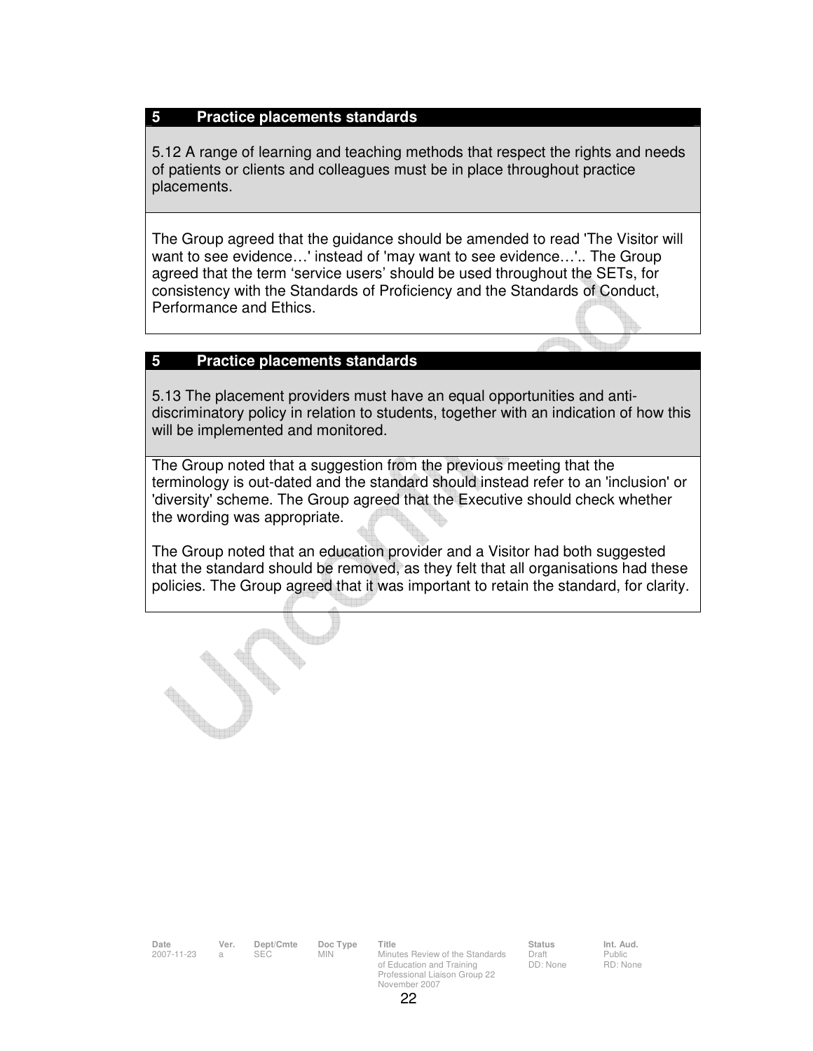| 5 | Practice placements standards |
|---|---|

5.12 A range of learning and teaching methods that respect the rights and needs of patients or clients and colleagues must be in place throughout practice placements.

The Group agreed that the guidance should be amended to read 'The Visitor will want to see evidence…' instead of 'may want to see evidence…'.. The Group agreed that the term 'service users' should be used throughout the SETs, for consistency with the Standards of Proficiency and the Standards of Conduct, Performance and Ethics.

| 5 | Practice placements standards |
|---|---|

5.13 The placement providers must have an equal opportunities and anti-discriminatory policy in relation to students, together with an indication of how this will be implemented and monitored.

The Group noted that a suggestion from the previous meeting that the terminology is out-dated and the standard should instead refer to an 'inclusion' or 'diversity' scheme. The Group agreed that the Executive should check whether the wording was appropriate.

The Group noted that an education provider and a Visitor had both suggested that the standard should be removed, as they felt that all organisations had these policies. The Group agreed that it was important to retain the standard, for clarity.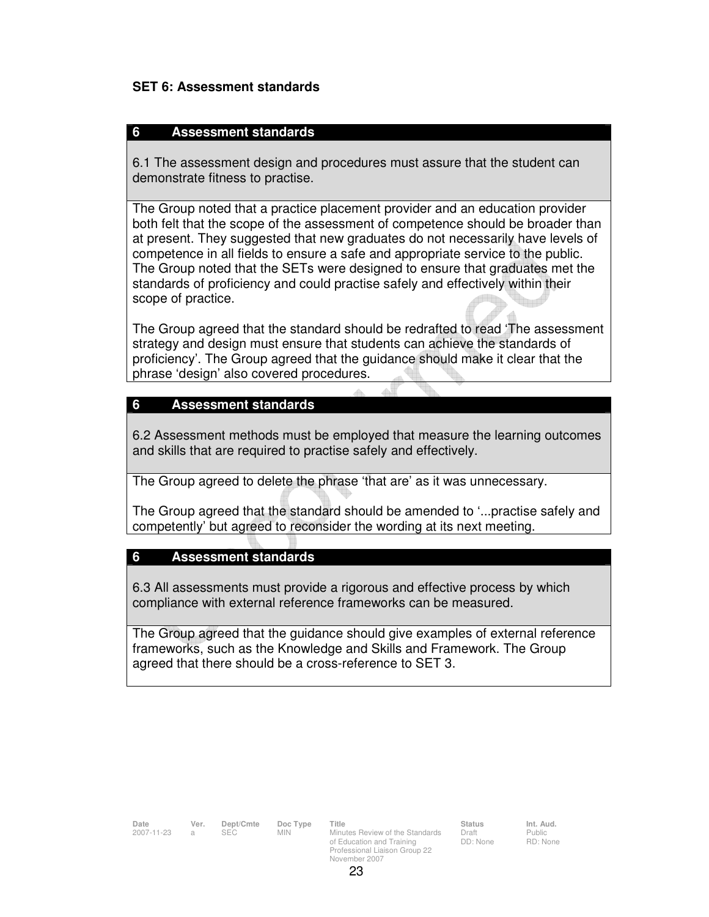**SET 6: Assessment standards**

| 6 Assessment standards |
|---|
| 6.1 The assessment design and procedures must assure that the student can demonstrate fitness to practise. |
| The Group noted that a practice placement provider and an education provider both felt that the scope of the assessment of competence should be broader than at present. They suggested that new graduates do not necessarily have levels of competence in all fields to ensure a safe and appropriate service to the public. The Group noted that the SETs were designed to ensure that graduates met the standards of proficiency and could practise safely and effectively within their scope of practice.<br><br>The Group agreed that the standard should be redrafted to read 'The assessment strategy and design must ensure that students can achieve the standards of proficiency'. The Group agreed that the guidance should make it clear that the phrase 'design' also covered procedures. |

| 6 Assessment standards |
|---|
| 6.2 Assessment methods must be employed that measure the learning outcomes and skills that are required to practise safely and effectively. |
| The Group agreed to delete the phrase 'that are' as it was unnecessary.<br><br>The Group agreed that the standard should be amended to '...practise safely and competently' but agreed to reconsider the wording at its next meeting. |

| 6 Assessment standards |
|---|
| 6.3 All assessments must provide a rigorous and effective process by which compliance with external reference frameworks can be measured. |
| The Group agreed that the guidance should give examples of external reference frameworks, such as the Knowledge and Skills and Framework. The Group agreed that there should be a cross-reference to SET 3. |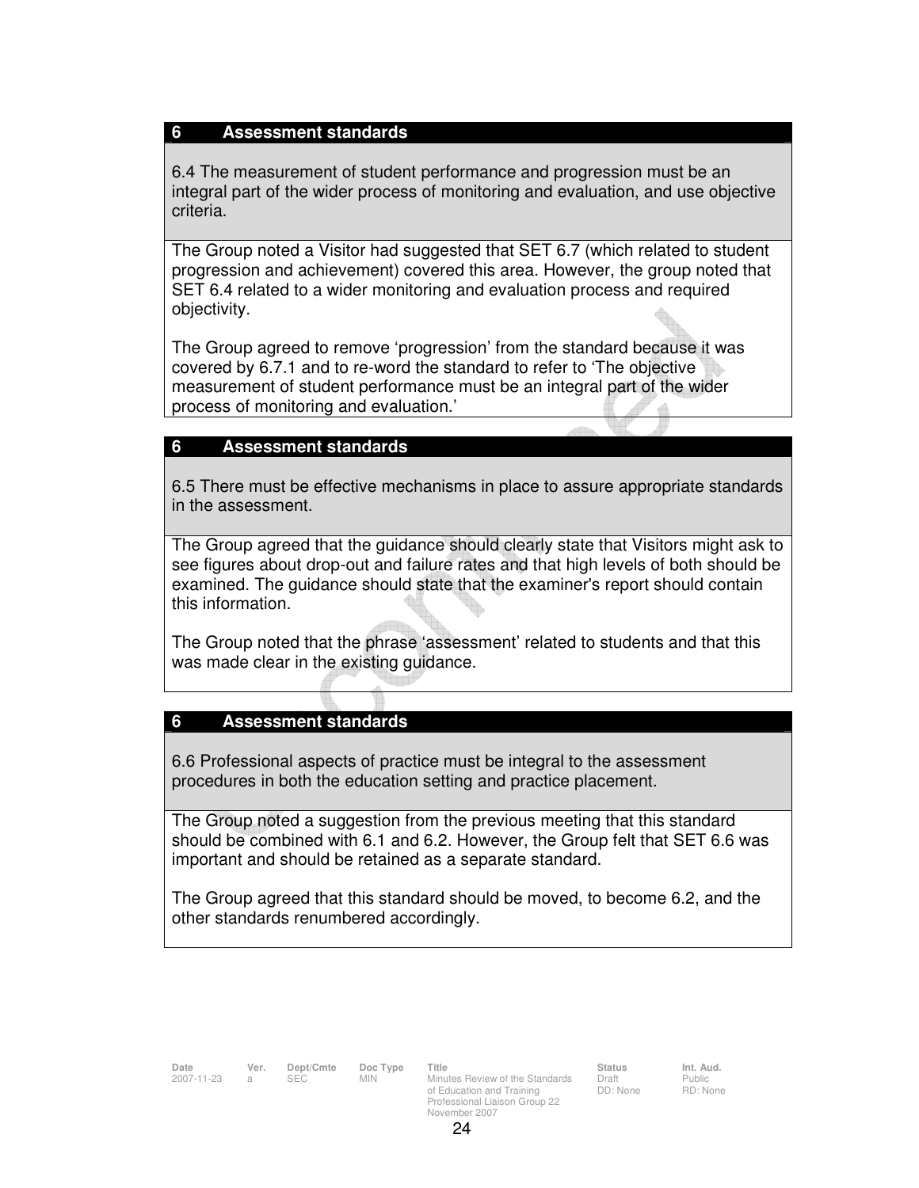## 6 Assessment standards

6.4 The measurement of student performance and progression must be an integral part of the wider process of monitoring and evaluation, and use objective criteria.

The Group noted a Visitor had suggested that SET 6.7 (which related to student progression and achievement) covered this area. However, the group noted that SET 6.4 related to a wider monitoring and evaluation process and required objectivity.

The Group agreed to remove 'progression' from the standard because it was covered by 6.7.1 and to re-word the standard to refer to 'The objective measurement of student performance must be an integral part of the wider process of monitoring and evaluation.'

## 6 Assessment standards

6.5 There must be effective mechanisms in place to assure appropriate standards in the assessment.

The Group agreed that the guidance should clearly state that Visitors might ask to see figures about drop-out and failure rates and that high levels of both should be examined. The guidance should state that the examiner's report should contain this information.

The Group noted that the phrase 'assessment' related to students and that this was made clear in the existing guidance.

## 6 Assessment standards

6.6 Professional aspects of practice must be integral to the assessment procedures in both the education setting and practice placement.

The Group noted a suggestion from the previous meeting that this standard should be combined with 6.1 and 6.2. However, the Group felt that SET 6.6 was important and should be retained as a separate standard.

The Group agreed that this standard should be moved, to become 6.2, and the other standards renumbered accordingly.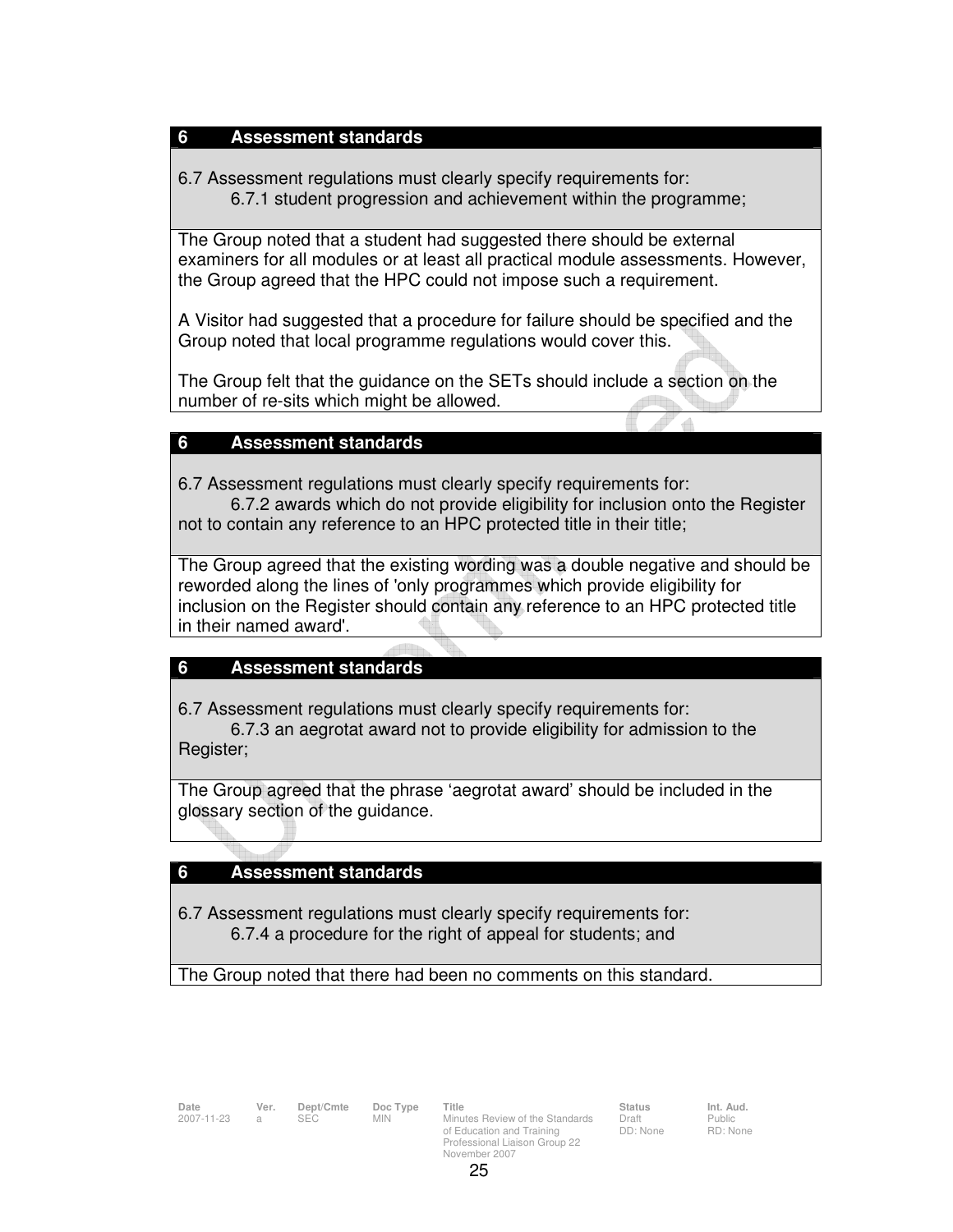| 6 Assessment standards |
|---|
| 6.7 Assessment regulations must clearly specify requirements for:<br>6.7.1 student progression and achievement within the programme; |
| The Group noted that a student had suggested there should be external examiners for all modules or at least all practical module assessments. However, the Group agreed that the HPC could not impose such a requirement.<br><br>A Visitor had suggested that a procedure for failure should be specified and the Group noted that local programme regulations would cover this.<br><br>The Group felt that the guidance on the SETs should include a section on the number of re-sits which might be allowed. |

| 6 Assessment standards |
|---|
| 6.7 Assessment regulations must clearly specify requirements for:<br>6.7.2 awards which do not provide eligibility for inclusion onto the Register not to contain any reference to an HPC protected title in their title; |
| The Group agreed that the existing wording was a double negative and should be reworded along the lines of 'only programmes which provide eligibility for inclusion on the Register should contain any reference to an HPC protected title in their named award'. |

| 6 Assessment standards |
|---|
| 6.7 Assessment regulations must clearly specify requirements for:<br>6.7.3 an aegrotat award not to provide eligibility for admission to the Register; |
| The Group agreed that the phrase 'aegrotat award' should be included in the glossary section of the guidance. |

| 6 Assessment standards |
|---|
| 6.7 Assessment regulations must clearly specify requirements for:<br>6.7.4 a procedure for the right of appeal for students; and |
| The Group noted that there had been no comments on this standard. |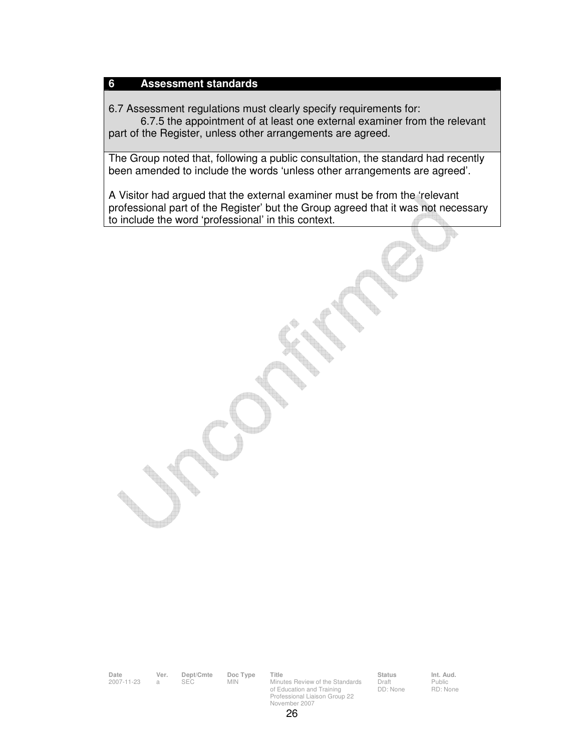## 6 Assessment standards

6.7 Assessment regulations must clearly specify requirements for:

6.7.5 the appointment of at least one external examiner from the relevant part of the Register, unless other arrangements are agreed.

The Group noted that, following a public consultation, the standard had recently been amended to include the words 'unless other arrangements are agreed'.

A Visitor had argued that the external examiner must be from the 'relevant professional part of the Register' but the Group agreed that it was not necessary to include the word 'professional' in this context.